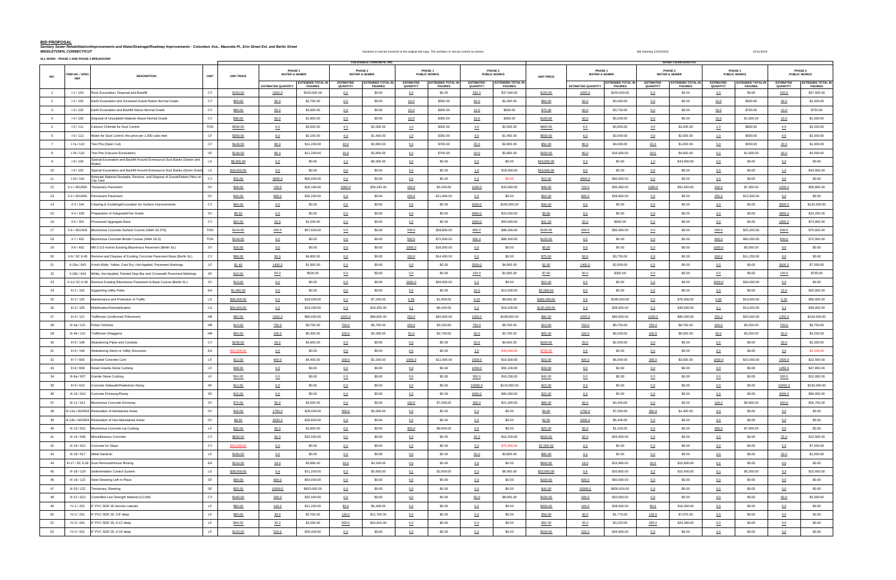**BID PROPOSAL**

***Sanitary Sewer Rehabilitation/Improvements and Water/Drainage/Roadway Improvements - Columbus Ave., Mazzotta Pl., Erin Street Ext. and Berlin Street***

***MIDDLETOWN, CONNECTICUT***

Numbers in red are incorrect in the original bid copy. The numbers in red are correct as shown.

Bid Opening 12/10/2019 12/11/2019

**ALL WORK - PHASE 1 AND PHASE 2 BREAKDOWN**

| NO. | ITEM NO. / SPEC REF | DESCRIPTION | UNIT | COLOSSALE CONCRETE, INC. UNIT PRICE | PHASE 1 WATER & SEWER ESTIMATED QUANTITY | PHASE 1 WATER & SEWER EXTENDED TOTAL IN FIGURES | PHASE 2 WATER & SEWER ESTIMATED QUANTITY | PHASE 2 WATER & SEWER EXTENDED TOTAL IN FIGURES | PHASE 1 PUBLIC WORKS ESTIMATED QUANTITY | PHASE 1 PUBLIC WORKS EXTENDED TOTAL IN FIGURES | PHASE 2 PUBLIC WORKS ESTIMATED QUANTITY | PHASE 2 PUBLIC WORKS EXTENDED TOTAL IN FIGURES | SENTER CONSTRUCTION INC. UNIT PRICE | PHASE 1 WATER & SEWER ESTIMATED QUANTITY | PHASE 1 WATER & SEWER EXTENDED TOTAL IN FIGURES | PHASE 2 WATER & SEWER ESTIMATED QUANTITY | PHASE 2 WATER & SEWER EXTENDED TOTAL IN FIGURES | PHASE 1 PUBLIC WORKS ESTIMATED QUANTITY | PHASE 1 PUBLIC WORKS EXTENDED TOTAL IN FIGURES | PHASE 2 PUBLIC WORKS ESTIMATED QUANTITY | PHASE 2 PUBLIC WORKS EXTENDED TOTAL IN FIGURES |
|---|---|---|---|---|---|---|---|---|---|---|---|---|---|---|---|---|---|---|---|---|---|
| 1 | I-1 / 103 | Rock Excavation, Disposal and Backfill | CY | $150.00 | 1000.0 | $150,000.00 | 0.0 | $0.00 | 0.0 | $0.00 | 250.0 | $37,500.00 | $150.00 | 1000.0 | $150,000.00 | 0.0 | $0.00 | 0.0 | $0.00 | 250.0 | $37,500.00 |
| 2 | I-2 / 102 | Earth Excavation and Screened Gravel Below Normal Grade | CY | $55.00 | 50.0 | $2,750.00 | 0.0 | $0.00 | 10.0 | $550.00 | 40.0 | $2,200.00 | $60.00 | 50.0 | $3,000.00 | 0.0 | $0.00 | 10.0 | $600.00 | 40.0 | $2,400.00 |
| 3 | I-3 / 102 | Earth Excavation and Backfill Above Normal Grade | CY | $60.00 | 50.0 | $3,000.00 | 0.0 | $0.00 | 10.0 | $600.00 | 10.0 | $600.00 | $75.00 | 50.0 | $3,750.00 | 0.0 | $0.00 | 10.0 | $750.00 | 10.0 | $750.00 |
| 4 | I-4 / 102 | Disposal of Unsuitable Material Above Normal Grade | CY | $36.00 | 50.0 | $1,800.00 | 0.0 | $0.00 | 10.0 | $360.00 | 10.0 | $360.00 | $100.00 | 50.0 | $5,000.00 | 0.0 | $0.00 | 10.0 | $1,000.00 | 10.0 | $1,000.00 |
| 5 | I-5 / 111 | Calcium Chloride for Dust Control | TON | $500.00 | 6.0 | $3,000.00 | 4.0 | $2,000.00 | 1.0 | $500.00 | 4.0 | $2,000.00 | $800.00 | 6.0 | $4,800.00 | 4.0 | $3,200.00 | 1.0 | $800.00 | 4.0 | $3,200.00 |
| 6 | I-6 / 113 | Water for Dust Control, the price per 1,000 cubic feet | CF | $350.00 | 6.0 | $2,100.00 | 4.0 | $1,400.00 | 1.0 | $350.00 | 4.0 | $1,400.00 | $500.00 | 6.0 | $3,000.00 | 4.0 | $2,000.00 | 1.0 | $500.00 | 4.0 | $2,000.00 |
| 7 | I-7a / 110 | Test Pits (Open Cut) | CY | $140.00 | 80.0 | $11,200.00 | 20.0 | $2,800.00 | 5.0 | $700.00 | 20.0 | $2,800.00 | $50.00 | 80.0 | $4,000.00 | 20.0 | $1,000.00 | 5.0 | $250.00 | 20.0 | $1,000.00 |
| 8 | I-7b / 110 | Test Pits (Vacuum Excavation) | VF | $140.00 | 80.0 | $11,200.00 | 20.0 | $2,800.00 | 5.0 | $700.00 | 20.0 | $2,800.00 | $200.00 | 80.0 | $16,000.00 | 20.0 | $4,000.00 | 5.0 | $1,000.00 | 20.0 | $4,000.00 |
| 9 | I-8 / 102 | Special Excavation and Backfill Around Eversource Duct Banks (Sewer and Water) | LS | $8,300.00 | 0.0 | $0.00 | 1.0 | $8,300.00 | 0.0 | $0.00 | 0.0 | $0.00 | $43,000.00 | 0.0 | $0.00 | 1.0 | $43,000.00 | 0.0 | $0.00 | 0.0 | $0.00 |
| 10 | I-9 / 102 | Special Excavation and Backfill Around Eversource Duct Banks (Storm Drain) | LS | $18,000.00 | 0.0 | $0.00 | 0.0 | $0.00 | 0.0 | $0.00 | 1.0 | $18,000.00 | $43,000.00 | 0.0 | $0.00 | 0.0 | $0.00 | 0.0 | $0.00 | 1.0 | $43,000.00 |
| 11 | I-10 / 102 | Relocate Material Stockpile, Remove and Dispose of Gravel/Debris Piles on City Yard | CY | $15.00 | 4000.0 | $60,000.00 | 0.0 | $0.00 | 0.0 | $0.00 | 0.0 | $0.00 | $15.00 | 4000.0 | $60,000.00 | 0.0 | $0.00 | 0.0 | $0.00 | 0.0 | $0.00 |
| 12 | II-1 / 401/605 | Temporary Pavement | SY | $28.00 | 720.0 | $20,160.00 | 1080.0 | $30,240.00 | 150.0 | $4,200.00 | 1200.0 | $33,600.00 | $49.00 | 720.0 | $35,280.00 | 1080.0 | $52,920.00 | 150.0 | $7,350.00 | 1200.0 | $58,800.00 |
| 13 | II-2 / 401/605 | Permanent Pavement | SY | $44.00 | 800.0 | $35,200.00 | 0.0 | $0.00 | 250.0 | $11,000.00 | 0.0 | $0.00 | $62.00 | 800.0 | $49,600.00 | 0.0 | $0.00 | 250.0 | $15,500.00 | 0.0 | $0.00 |
| 14 | II-3 / 104 | Clearing & Grubbing/Excavation for Surface Improvements | CY | $64.00 | 0.0 | $0.00 | 0.0 | $0.00 | 0.0 | $0.00 | 3000.0 | $192,000.00 | $40.00 | 0.0 | $0.00 | 0.0 | $0.00 | 0.0 | $0.00 | 3000.0 | $120,000.00 |
| 15 | II-4 / 109 | Preparation of Subgrade/Fine Grade | SY | $5.00 | 0.0 | $0.00 | 0.0 | $0.00 | 0.0 | $0.00 | 4850.0 | $24,250.00 | $5.00 | 0.0 | $0.00 | 0.0 | $0.00 | 0.0 | $0.00 | 4850.0 | $24,250.00 |
| 16 | II-5 / 301 | Processed Aggregate Base | CY | $52.00 | 20.0 | $1,040.00 | 0.0 | $0.00 | 0.0 | $0.00 | 1800.0 | $93,600.00 | $41.00 | 20.0 | $820.00 | 0.0 | $0.00 | 0.0 | $0.00 | 1800.0 | $73,800.00 |
| 17 | II-6 / 401/403 | Bituminous Concrete Surface Course (HMA S0.375) | TON | $144.00 | 400.0 | $57,600.00 | 0.0 | $0.00 | 200.0 | $28,800.00 | 600.0 | $86,400.00 | $126.00 | 400.0 | $50,400.00 | 0.0 | $0.00 | 200.0 | $25,200.00 | 600.0 | $75,600.00 |
| 18 | II-7 / 401 | Bituminous Concrete Binder Course (HMA S0.5) | TON | $144.00 | 0.0 | $0.00 | 0.0 | $0.00 | 500.0 | $72,000.00 | 600.0 | $86,400.00 | $120.00 | 0.0 | $0.00 | 0.0 | $0.00 | 500.0 | $60,000.00 | 600.0 | $72,000.00 |
| 19 | II-8 / 402 | Mill 2-1/2-inches Existing Bituminous Pavement (Berlin St.) | SY | $16.00 | 0.0 | $0.00 | 0.0 | $0.00 | 1000.0 | $16,000.00 | 0.0 | $0.00 | $5.00 | 0.0 | $0.00 | 0.0 | $0.00 | 1000.0 | $5,000.00 | 0.0 | $0.00 |
| 20 | II-9 / SC 6.49 | Remove and Dispose of Existing Concrete Pavement Base (Berlin St.) | CY | $96.00 | 50.0 | $4,800.00 | 0.0 | $0.00 | 150.0 | $14,400.00 | 0.0 | $0.00 | $75.00 | 50.0 | $3,750.00 | 0.0 | $0.00 | 150.0 | $11,250.00 | 0.0 | $0.00 |
| 21 | II-10a / 643 | 4-inch Wide, Yellow, Fast Dry, Hot-Applied, Pavement Markings | LF | $1.40 | 1400.0 | $1,960.00 | 0.0 | $0.00 | 0.0 | $0.00 | 3500.0 | $4,900.00 | $2.00 | 1400.0 | $2,800.00 | 0.0 | $0.00 | 0.0 | $0.00 | 3500.0 | $7,000.00 |
| 22 | II-10b / 643 | White, Hot-Applied, Painted Stop Bar and Crosswalk Pavement Markings | SF | $10.00 | 50.0 | $500.00 | 0.0 | $0.00 | 0.0 | $0.00 | 100.0 | $1,000.00 | $7.00 | 50.0 | $350.00 | 0.0 | $0.00 | 0.0 | $0.00 | 100.0 | $700.00 |
| 23 | II-11/ SC 6.49 | Remove Existing Bituminous Pavement to Base Course (Berlin St.) | SY | $13.00 | 0.0 | $0.00 | 0.0 | $0.00 | 2000.0 | $26,000.00 | 0.0 | $0.00 | $15.00 | 0.0 | $0.00 | 0.0 | $0.00 | 2000.0 | $30,000.00 | 0.0 | $0.00 |
| 24 | III-1 / 102 | Supporting Utility Poles | EA | $1,400.00 | 0.0 | $0.00 | 0.0 | $0.00 | 0.0 | $0.00 | 10.0 | $14,000.00 | $2,000.00 | 0.0 | $0.00 | 0.0 | $0.00 | 0.0 | $0.00 | 10.0 | $20,000.00 |
| 25 | III-2 / 120 | Maintenance and Protection of Traffic | LS | $36,000.00 | 0.5 | $18,000.00 | 0.2 | $7,200.00 | 0.05 | $1,800.00 | 0.25 | $9,000.00 | $380,000.00 | 0.5 | $190,000.00 | 0.2 | $76,000.00 | 0.05 | $19,000.00 | 0.25 | $95,000.00 |
| 26 | III-3 / 105 | Mobilization/Demobilization | LS | $64,000.00 | 0.3 | $19,200.00 | 0.3 | $19,200.00 | 0.1 | $6,400.00 | 0.3 | $19,200.00 | $130,000.00 | 0.3 | $39,000.00 | 0.3 | $39,000.00 | 0.1 | $13,000.00 | 0.3 | $39,000.00 |
| 27 | III-4 / 121 | Trafficmen (Uniformed Policemen) | HR | $80.00 | 1000.0 | $80,000.00 | 1000.0 | $80,000.00 | 250.0 | $20,000.00 | 1350.0 | $108,000.00 | $80.00 | 1000.0 | $80,000.00 | 1000.0 | $80,000.00 | 250.0 | $20,000.00 | 1350.0 | $108,000.00 |
| 28 | III-4a / 121 | Police Vehicles | HR | $13.00 | 750.0 | $9,750.00 | 750.0 | $9,750.00 | 250.0 | $3,250.00 | 750.0 | $9,750.00 | $13.00 | 750.0 | $9,750.00 | 750.0 | $9,750.00 | 250.0 | $3,250.00 | 750.0 | $9,750.00 |
| 29 | III-4b / 121 | Trafficmen (Flaggers) | HR | $54.00 | 100.0 | $5,400.00 | 100.0 | $5,400.00 | 50.0 | $2,700.00 | 50.0 | $2,700.00 | $65.00 | 100.0 | $6,500.00 | 100.0 | $6,500.00 | 50.0 | $3,250.00 | 50.0 | $3,250.00 |
| 30 | III-5 / 148 | Abandoning Pipes and Conduits | CY | $230.00 | 20.0 | $4,600.00 | 0.0 | $0.00 | 0.0 | $0.00 | 20.0 | $4,600.00 | $100.00 | 20.0 | $2,000.00 | 0.0 | $0.00 | 0.0 | $0.00 | 20.0 | $2,000.00 |
| 31 | III-6 / 149 | Abandoning Storm or Utility Structures | EA | $15,000.00 | 0.0 | $0.00 | 0.0 | $0.00 | 0.0 | $0.00 | 3.0 | $45,000.00 | $700.00 | 0.0 | $0.00 | 0.0 | $0.00 | 0.0 | $0.00 | 3.0 | $2,100.00 |
| 32 | III-7 / 606 | Extruded Concrete Curb | LF | $11.00 | 400.0 | $4,400.00 | 200.0 | $2,200.00 | 1000.0 | $11,000.00 | 1500.0 | $16,500.00 | $15.00 | 400.0 | $6,000.00 | 200.0 | $3,000.00 | 1000.0 | $15,000.00 | 1500.0 | $22,500.00 |
| 33 | III-8 / 608 | Reset Granite Stone Curbing | LF | $38.00 | 0.0 | $0.00 | 0.0 | $0.00 | 0.0 | $0.00 | 1450.0 | $55,100.00 | $33.00 | 0.0 | $0.00 | 0.0 | $0.00 | 0.0 | $0.00 | 1450.0 | $47,850.00 |
| 34 | III-8a / 607 | Granite Stone Curbing | LF | $54.00 | 0.0 | $0.00 | 0.0 | $0.00 | 0.0 | $0.00 | 300.0 | $16,200.00 | $40.00 | 0.0 | $0.00 | 0.0 | $0.00 | 0.0 | $0.00 | 300.0 | $12,000.00 |
| 35 | III-9 / 610 | Concrete Sidewalk/Pedestrian Ramp | SF | $11.50 | 0.0 | $0.00 | 0.0 | $0.00 | 0.0 | $0.00 | 10000.0 | $115,000.00 | $15.00 | 0.0 | $0.00 | 0.0 | $0.00 | 0.0 | $0.00 | 10000.0 | $150,000.00 |
| 36 | III-10 / 610 | Concrete Driveway/Ramp | SF | $15.00 | 0.0 | $0.00 | 0.0 | $0.00 | 0.0 | $0.00 | 4000.0 | $60,000.00 | $20.00 | 0.0 | $0.00 | 0.0 | $0.00 | 0.0 | $0.00 | 4000.0 | $80,000.00 |
| 37 | III-11 / 611 | Bituminous Concrete Driveway | SY | $70.00 | 50.0 | $3,500.00 | 0.0 | $0.00 | 100.0 | $7,000.00 | 300.0 | $21,000.00 | $89.00 | 50.0 | $4,450.00 | 0.0 | $0.00 | 100.0 | $8,900.00 | 300.0 | $26,700.00 |
| 38 | III-12a / 602/604 | Restoration of Maintained Areas | SY | $16.00 | 1750.0 | $28,000.00 | 350.0 | $5,600.00 | 0.0 | $0.00 | 0.0 | $0.00 | $4.00 | 1750.0 | $7,000.00 | 350.0 | $1,400.00 | 0.0 | $0.00 | 0.0 | $0.00 |
| 39 | III-12b / 602/604 | Restoration of Non-Maintained Areas | SY | $9.00 | 3200.0 | $28,800.00 | 0.0 | $0.00 | 0.0 | $0.00 | 0.0 | $0.00 | $2.00 | 3200.0 | $6,400.00 | 0.0 | $0.00 | 0.0 | $0.00 | 0.0 | $0.00 |
| 40 | III-13 / 615 | Bituminous Concrete Lip Curbing | LF | $32.00 | 50.0 | $1,600.00 | 0.0 | $0.00 | 300.0 | $9,600.00 | 0.0 | $0.00 | $25.00 | 50.0 | $1,250.00 | 0.0 | $0.00 | 300.0 | $7,500.00 | 0.0 | $0.00 |
| 41 | III-14 / 646 | Miscellaneous Concrete | CY | $650.00 | 50.0 | $32,500.00 | 0.0 | $0.00 | 0.0 | $0.00 | 25.0 | $16,250.00 | $500.00 | 50.0 | $25,000.00 | 0.0 | $0.00 | 0.0 | $0.00 | 25.0 | $12,500.00 |
| 42 | III-15 / 612 | Concrete for Steps | CY | $15,000.00 | 0.0 | $0.00 | 0.0 | $0.00 | 0.0 | $0.00 | 5.0 | $75,000.00 | $1,500.00 | 0.0 | $0.00 | 0.0 | $0.00 | 0.0 | $0.00 | 5.0 | $7,500.00 |
| 43 | III-16 / 617 | Metal Handrail | LF | $190.00 | 0.0 | $0.00 | 0.0 | $0.00 | 0.0 | $0.00 | 20.0 | $3,800.00 | $80.00 | 0.0 | $0.00 | 0.0 | $0.00 | 0.0 | $0.00 | 20.0 | $1,600.00 |
| 44 | III-17 / SC 6.28 | Dust Removal/House Rinsing | EA | $210.00 | 19.0 | $3,990.00 | 20.0 | $4,200.00 | 0.0 | $0.00 | 0.0 | $0.00 | $840.00 | 19.0 | $15,960.00 | 20.0 | $16,800.00 | 0.0 | $0.00 | 0.0 | $0.00 |
| 45 | III-18 / 119 | Sedimentation Control System | LS | $28,000.00 | 0.4 | $11,200.00 | 0.2 | $5,600.00 | 0.1 | $2,800.00 | 0.3 | $8,400.00 | $52,000.00 | 0.4 | $20,800.00 | 0.2 | $10,400.00 | 0.1 | $5,200.00 | 0.3 | $15,600.00 |
| 46 | III-19 / 122 | Steel Sheeting Left-in-Place | SF | $90.00 | 600.0 | $54,000.00 | 0.0 | $0.00 | 0.0 | $0.00 | 0.0 | $0.00 | $100.00 | 600.0 | $60,000.00 | 0.0 | $0.00 | 0.0 | $0.00 | 0.0 | $0.00 |
| 47 | III-20 / 122 | Temporary Sheeting | SF | $55.00 | 15000.0 | $825,000.00 | 0.0 | $0.00 | 0.0 | $0.00 | 0.0 | $0.00 | $40.00 | 15000.0 | $600,000.00 | 0.0 | $0.00 | 0.0 | $0.00 | 0.0 | $0.00 |
| 48 | III-21 / 613 | Controlled Low Strength Material (CLSM) | CY | $160.00 | 200.0 | $32,000.00 | 0.0 | $0.00 | 0.0 | $0.00 | 50.0 | $8,000.00 | $100.00 | 200.0 | $20,000.00 | 0.0 | $0.00 | 0.0 | $0.00 | 50.0 | $5,000.00 |
| 49 | IV-1 / 201 | 6" PVC SDR 35 Service Laterals | LF | $80.00 | 140.0 | $11,200.00 | 80.0 | $6,400.00 | 0.0 | $0.00 | 0.0 | $0.00 | $200.00 | 140.0 | $28,000.00 | 80.0 | $16,000.00 | 0.0 | $0.00 | 0.0 | $0.00 |
| 50 | IV-2 / 201 | 8" PVC SDR 35, 0-8' deep | LF | $90.00 | 30.0 | $2,700.00 | 130.0 | $11,700.00 | 0.0 | $0.00 | 0.0 | $0.00 | $59.00 | 30.0 | $1,770.00 | 130.0 | $7,670.00 | 0.0 | $0.00 | 0.0 | $0.00 |
| 51 | IV-3 / 201 | 8" PVC SDR 35, 8-12' deep | LF | $94.00 | 35.0 | $3,290.00 | 265.0 | $24,910.00 | 0.0 | $0.00 | 0.0 | $0.00 | $92.00 | 35.0 | $3,220.00 | 265.0 | $24,380.00 | 0.0 | $0.00 | 0.0 | $0.00 |
| 52 | IV-4 / 201 | 8" PVC SDR 35, 0-16' deep | LF | $120.00 | 220.0 | $26,400.00 | 0.0 | $0.00 | 0.0 | $0.00 | 0.0 | $0.00 | $200.00 | 220.0 | $44,000.00 | 0.0 | $0.00 | 0.0 | $0.00 | 0.0 | $0.00 |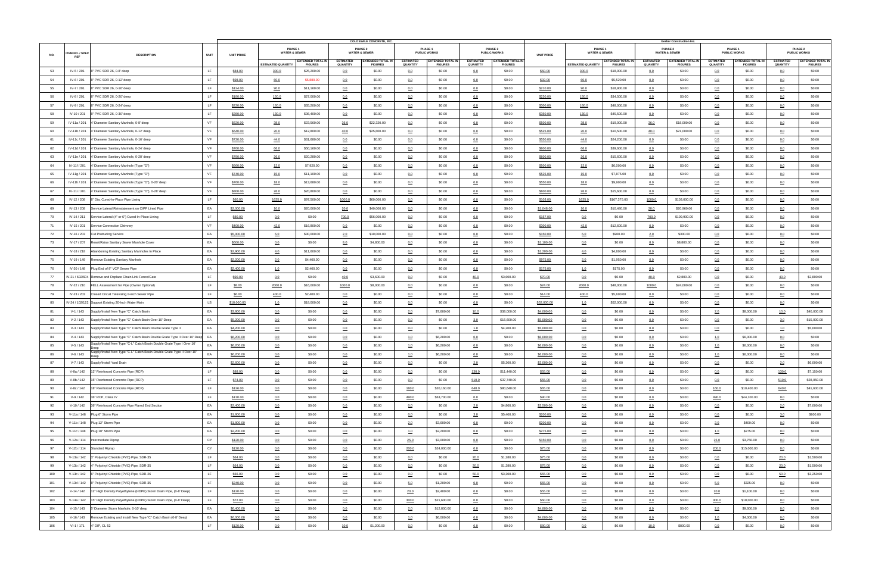| NO. | ITEM NO. / SPEC REF | DESCRIPTION | UNIT | COLOSSALE CONCRETE, INC. | | | | | | | | | Gerber Construction Inc. | | | | | | | | |
|---|---|---|---|---|---|---|---|---|---|---|---|---|---|---|---|---|---|---|---|---|---|
| | | | | UNIT PRICE | PHASE 1 WATER & SEWER | | PHASE 2 WATER & SEWER | | PHASE 1 PUBLIC WORKS | | PHASE 2 PUBLIC WORKS | | UNIT PRICE | PHASE 1 WATER & SEWER | | PHASE 2 WATER & SEWER | | PHASE 1 PUBLIC WORKS | | PHASE 2 PUBLIC WORKS | |
| | | | | | ESTIMATED QUANTITY | EXTENDED TOTAL IN FIGURES | ESTIMATED QUANTITY | EXTENDED TOTAL IN FIGURES | ESTIMATED QUANTITY | EXTENDED TOTAL IN FIGURES | ESTIMATED QUANTITY | EXTENDED TOTAL IN FIGURES | | ESTIMATED QUANTITY | EXTENDED TOTAL IN FIGURES | ESTIMATED QUANTITY | EXTENDED TOTAL IN FIGURES | ESTIMATED QUANTITY | EXTENDED TOTAL IN FIGURES | ESTIMATED QUANTITY | EXTENDED TOTAL IN FIGURES |
| 53 | IV-5 / 201 | 8" PVC SDR 26, 0-8' deep | LF | $84.00 | 300.0 | $25,200.00 | 0.0 | $0.00 | 0.0 | $0.00 | 0.0 | $0.00 | $60.00 | 300.0 | $18,000.00 | 0.0 | $0.00 | 0.0 | $0.00 | 0.0 | $0.00 |
| 54 | IV-6 / 201 | 8" PVC SDR 26, 0-12' deep | LF | $98.00 | 60.0 | $5,880.00 | 0.0 | $0.00 | 0.0 | $0.00 | 0.0 | $0.00 | $92.00 | 60.0 | $5,520.00 | 0.0 | $0.00 | 0.0 | $0.00 | 0.0 | $0.00 |
| 55 | IV-7 / 201 | 8" PVC SDR 26, 0-16' deep | LF | $124.00 | 90.0 | $11,160.00 | 0.0 | $0.00 | 0.0 | $0.00 | 0.0 | $0.00 | $210.00 | 90.0 | $18,900.00 | 0.0 | $0.00 | 0.0 | $0.00 | 0.0 | $0.00 |
| 56 | IV-8 / 201 | 8" PVC SDR 26, 0-20' deep | LF | $180.00 | 150.0 | $27,000.00 | 0.0 | $0.00 | 0.0 | $0.00 | 0.0 | $0.00 | $230.00 | 150.0 | $34,500.00 | 0.0 | $0.00 | 0.0 | $0.00 | 0.0 | $0.00 |
| 57 | IV-9 / 201 | 8" PVC SDR 26, 0-24' deep | LF | $220.00 | 160.0 | $35,200.00 | 0.0 | $0.00 | 0.0 | $0.00 | 0.0 | $0.00 | $300.00 | 160.0 | $48,000.00 | 0.0 | $0.00 | 0.0 | $0.00 | 0.0 | $0.00 |
| 58 | IV-10 / 201 | 8" PVC SDR 26, 0-30' deep | LF | $280.00 | 130.0 | $36,400.00 | 0.0 | $0.00 | 0.0 | $0.00 | 0.0 | $0.00 | $350.00 | 130.0 | $45,500.00 | 0.0 | $0.00 | 0.0 | $0.00 | 0.0 | $0.00 |
| 59 | IV-11a / 201 | 4' Diameter Sanitary Manhole, 0-8' deep | VF | $620.00 | 38.0 | $23,560.00 | 36.0 | $22,320.00 | 0.0 | $0.00 | 0.0 | $0.00 | $500.00 | 38.0 | $19,000.00 | 36.0 | $18,000.00 | 0.0 | $0.00 | 0.0 | $0.00 |
| 60 | IV-11b / 201 | 4' Diameter Sanitary Manhole, 0-12' deep | VF | $640.00 | 20.0 | $12,800.00 | 40.0 | $25,600.00 | 0.0 | $0.00 | 0.0 | $0.00 | $525.00 | 20.0 | $10,500.00 | 40.0 | $21,000.00 | 0.0 | $0.00 | 0.0 | $0.00 |
| 61 | IV-11c / 201 | 4' Diameter Sanitary Manhole, 0-16' deep | VF | $720.00 | 44.0 | $31,680.00 | 0.0 | $0.00 | 0.0 | $0.00 | 0.0 | $0.00 | $550.00 | 44.0 | $24,200.00 | 0.0 | $0.00 | 0.0 | $0.00 | 0.0 | $0.00 |
| 62 | IV-11d / 201 | 4' Diameter Sanitary Manhole, 0-24' deep | VF | $760.00 | 66.0 | $50,160.00 | 0.0 | $0.00 | 0.0 | $0.00 | 0.0 | $0.00 | $600.00 | 66.0 | $39,600.00 | 0.0 | $0.00 | 0.0 | $0.00 | 0.0 | $0.00 |
| 63 | IV-11e / 201 | 4' Diameter Sanitary Manhole, 0-28' deep | VF | $780.00 | 26.0 | $20,280.00 | 0.0 | $0.00 | 0.0 | $0.00 | 0.0 | $0.00 | $600.00 | 26.0 | $15,600.00 | 0.0 | $0.00 | 0.0 | $0.00 | 0.0 | $0.00 |
| 64 | IV-11f / 201 | 4' Diameter Sanitary Manhole (Type "D") | VF | $660.00 | 12.0 | $7,920.00 | 0.0 | $0.00 | 0.0 | $0.00 | 0.0 | $0.00 | $500.00 | 12.0 | $6,000.00 | 0.0 | $0.00 | 0.0 | $0.00 | 0.0 | $0.00 |
| 65 | IV-11g / 201 | 4' Diameter Sanitary Manhole (Type "D") | VF | $740.00 | 15.0 | $11,100.00 | 0.0 | $0.00 | 0.0 | $0.00 | 0.0 | $0.00 | $525.00 | 15.0 | $7,875.00 | 0.0 | $0.00 | 0.0 | $0.00 | 0.0 | $0.00 |
| 66 | IV-11h / 201 | 4' Diameter Sanitary Manhole (Type "D"), 0-20' deep | VF | $760.00 | 18.0 | $13,680.00 | 0.0 | $0.00 | 0.0 | $0.00 | 0.0 | $0.00 | $550.00 | 18.0 | $9,900.00 | 0.0 | $0.00 | 0.0 | $0.00 | 0.0 | $0.00 |
| 67 | IV-11i / 201 | 4' Diameter Sanitary Manhole (Type "D"), 0-28' deep | VF | $800.00 | 26.0 | $20,800.00 | 0.0 | $0.00 | 0.0 | $0.00 | 0.0 | $0.00 | $600.00 | 26.0 | $15,600.00 | 0.0 | $0.00 | 0.0 | $0.00 | 0.0 | $0.00 |
| 68 | IV-12 / 209 | 8" Dia. Cured-In-Place Pipe Lining | LF | $60.00 | 1625.0 | $97,500.00 | 1000.0 | $60,000.00 | 0.0 | $0.00 | 0.0 | $0.00 | $103.00 | 1625.0 | $167,375.00 | 1000.0 | $103,000.00 | 0.0 | $0.00 | 0.0 | $0.00 |
| 69 | IV-13 / 208 | Service Lateral Reinstatement on CIPP Lined Pipe | EA | $2,000.00 | 10.0 | $20,000.00 | 20.0 | $40,000.00 | 0.0 | $0.00 | 0.0 | $0.00 | $1,048.00 | 10.0 | $10,480.00 | 20.0 | $20,960.00 | 0.0 | $0.00 | 0.0 | $0.00 |
| 70 | IV-14 / 211 | Service Lateral (4" or 6") Cured-In-Place Lining | LF | $80.00 | 0.0 | $0.00 | 700.0 | $56,000.00 | 0.0 | $0.00 | 0.0 | $0.00 | $157.00 | 0.0 | $0.00 | 700.0 | $109,900.00 | 0.0 | $0.00 | 0.0 | $0.00 |
| 71 | IV-15 / 201 | Service Connection Chimney | VF | $400.00 | 42.0 | $16,800.00 | 0.0 | $0.00 | 0.0 | $0.00 | 0.0 | $0.00 | $300.00 | 42.0 | $12,600.00 | 0.0 | $0.00 | 0.0 | $0.00 | 0.0 | $0.00 |
| 72 | IV-16 / 203 | Cut Protruding Service | EA | $5,000.00 | 6.0 | $30,000.00 | 2.0 | $10,000.00 | 0.0 | $0.00 | 0.0 | $0.00 | $150.00 | 6.0 | $900.00 | 2.0 | $300.00 | 0.0 | $0.00 | 0.0 | $0.00 |
| 73 | IV-17 / 207 | Reset/Raise Sanitary Sewer Manhole Cover | EA | $600.00 | 0.0 | $0.00 | 8.0 | $4,800.00 | 0.0 | $0.00 | 0.0 | $0.00 | $1,100.00 | 0.0 | $0.00 | 8.0 | $8,800.00 | 0.0 | $0.00 | 0.0 | $0.00 |
| 74 | IV-18 / 218 | Abandoning Existing Sanitary Manholes In Place | EA | $2,900.00 | 4.0 | $11,600.00 | 0.0 | $0.00 | 0.0 | $0.00 | 0.0 | $0.00 | $1,200.00 | 4.0 | $4,800.00 | 0.0 | $0.00 | 0.0 | $0.00 | 0.0 | $0.00 |
| 75 | IV-19 / 149 | Remove Existing Sanitary Manhole | EA | $2,200.00 | 2.0 | $4,400.00 | 0.0 | $0.00 | 0.0 | $0.00 | 0.0 | $0.00 | $975.00 | 2.0 | $1,950.00 | 0.0 | $0.00 | 0.0 | $0.00 | 0.0 | $0.00 |
| 76 | IV-20 / 148 | Plug End of 8" VCP Sewer Pipe | EA | $2,400.00 | 1.0 | $2,400.00 | 0.0 | $0.00 | 0.0 | $0.00 | 0.0 | $0.00 | $175.00 | 1.0 | $175.00 | 0.0 | $0.00 | 0.0 | $0.00 | 0.0 | $0.00 |
| 77 | IV-21 / 602/604 | Remove and Replace Chain Link Fence/Gate | LF | $90.00 | 0.0 | $0.00 | 40.0 | $3,600.00 | 0.0 | $0.00 | 40.0 | $3,600.00 | $70.00 | 0.0 | $0.00 | 40.0 | $2,800.00 | 0.0 | $0.00 | 40.0 | $2,800.00 |
| 78 | IV-22 / 210 | FELL Assessment for Pipe (Owner Optional) | LF | $8.00 | 2000.0 | $16,000.00 | 1000.0 | $8,000.00 | 0.0 | $0.00 | 0.0 | $0.00 | $24.00 | 2000.0 | $48,000.00 | 1000.0 | $24,000.00 | 0.0 | $0.00 | 0.0 | $0.00 |
| 79 | IV-23 / 203 | Closed Circuit Televising 8-inch Sewer Pipe | LF | $6.00 | 400.0 | $2,400.00 | 0.0 | $0.00 | 0.0 | $0.00 | 0.0 | $0.00 | $14.00 | 400.0 | $5,600.00 | 0.0 | $0.00 | 0.0 | $0.00 | 0.0 | $0.00 |
| 80 | IV-24 / 102/122 | Support Existing 20-Inch Water Main | LS | $18,000.00 | 1.0 | $18,000.00 | 0.0 | $0.00 | 0.0 | $0.00 | 0.0 | $0.00 | $52,000.00 | 1.0 | $52,000.00 | 0.0 | $0.00 | 0.0 | $0.00 | 0.0 | $0.00 |
| 81 | V-1 / 143 | Supply/Install New Type "C" Catch Basin | EA | $3,800.00 | 0.0 | $0.00 | 0.0 | $0.00 | 2.0 | $7,600.00 | 10.0 | $38,000.00 | $4,000.00 | 0.0 | $0.00 | 0.0 | $0.00 | 2.0 | $8,000.00 | 10.0 | $40,000.00 |
| 82 | V-2 / 143 | Supply/Install New Type "C" Catch Basin Over 10' Deep | EA | $5,200.00 | 0.0 | $0.00 | 0.0 | $0.00 | 0.0 | $0.00 | 3.0 | $15,600.00 | $5,000.00 | 0.0 | $0.00 | 0.0 | $0.00 | 0.0 | $0.00 | 3.0 | $15,000.00 |
| 83 | V-3 / 143 | Supply/Install New Type "C" Catch Basin Double Grate Type II | EA | $4,200.00 | 0.0 | $0.00 | 0.0 | $0.00 | 0.0 | $0.00 | 1.0 | $4,200.00 | $5,000.00 | 0.0 | $0.00 | 0.0 | $0.00 | 0.0 | $0.00 | 1.0 | $5,000.00 |
| 84 | V-4 / 143 | Supply/Install New Type "C" Catch Basin Double Grate Type II Over 10' Deep | EA | $6,200.00 | 0.0 | $0.00 | 0.0 | $0.00 | 1.0 | $6,200.00 | 0.0 | $0.00 | $6,000.00 | 0.0 | $0.00 | 0.0 | $0.00 | 1.0 | $6,000.00 | 0.0 | $0.00 |
| 85 | V-5 / 143 | Supply/Install New Type "C-L" Catch Basin Double Grate Type I Over 10' Deep | EA | $6,200.00 | 0.0 | $0.00 | 0.0 | $0.00 | 1.0 | $6,200.00 | 0.0 | $0.00 | $6,000.00 | 0.0 | $0.00 | 0.0 | $0.00 | 1.0 | $6,000.00 | 0.0 | $0.00 |
| 86 | V-6 / 143 | Supply/Install New Type "C-L" Catch Basin Double Grate Type II Over 10' Deep | EA | $6,200.00 | 0.0 | $0.00 | 0.0 | $0.00 | 1.0 | $6,200.00 | 0.0 | $0.00 | $6,000.00 | 0.0 | $0.00 | 0.0 | $0.00 | 1.0 | $6,000.00 | 0.0 | $0.00 |
| 87 | V-7 / 143 | Supply/Install Yard Drain | EA | $2,600.00 | 0.0 | $0.00 | 0.0 | $0.00 | 0.0 | $0.00 | 2.0 | $5,200.00 | $3,000.00 | 0.0 | $0.00 | 0.0 | $0.00 | 0.0 | $0.00 | 2.0 | $6,000.00 |
| 88 | V-8a / 142 | 12" Reinforced Concrete Pipe (RCP) | LF | $88.00 | 0.0 | $0.00 | 0.0 | $0.00 | 0.0 | $0.00 | 130.0 | $11,440.00 | $55.00 | 0.0 | $0.00 | 0.0 | $0.00 | 0.0 | $0.00 | 130.0 | $7,150.00 |
| 89 | V-8b / 142 | 15" Reinforced Concrete Pipe (RCP) | LF | $74.00 | 0.0 | $0.00 | 0.0 | $0.00 | 0.0 | $0.00 | 510.0 | $37,740.00 | $55.00 | 0.0 | $0.00 | 0.0 | $0.00 | 0.0 | $0.00 | 510.0 | $28,050.00 |
| 90 | V-8c / 142 | 18" Reinforced Concrete Pipe (RCP) | LF | $126.00 | 0.0 | $0.00 | 0.0 | $0.00 | 160.0 | $20,160.00 | 640.0 | $80,640.00 | $65.00 | 0.0 | $0.00 | 0.0 | $0.00 | 160.0 | $10,400.00 | 640.0 | $41,600.00 |
| 91 | V-9 / 142 | 36" RCP, Class IV | LF | $130.00 | 0.0 | $0.00 | 0.0 | $0.00 | 490.0 | $63,700.00 | 0.0 | $0.00 | $90.00 | 0.0 | $0.00 | 0.0 | $0.00 | 490.0 | $44,100.00 | 0.0 | $0.00 |
| 92 | V-10 / 142 | 36" Reinforced Concrete Pipe Flared End Section | EA | $2,400.00 | 0.0 | $0.00 | 0.0 | $0.00 | 0.0 | $0.00 | 2.0 | $4,800.00 | $3,500.00 | 0.0 | $0.00 | 0.0 | $0.00 | 0.0 | $0.00 | 2.0 | $7,000.00 |
| 93 | V-11a / 148 | Plug 6" Storm Pipe | EA | $1,800.00 | 0.0 | $0.00 | 0.0 | $0.00 | 0.0 | $0.00 | 3.0 | $5,400.00 | $200.00 | 0.0 | $0.00 | 0.0 | $0.00 | 0.0 | $0.00 | 3.0 | $600.00 |
| 94 | V-11b / 148 | Plug 12" Storm Pipe | EA | $1,800.00 | 0.0 | $0.00 | 0.0 | $0.00 | 2.0 | $3,600.00 | 0.0 | $0.00 | $200.00 | 0.0 | $0.00 | 0.0 | $0.00 | 2.0 | $400.00 | 0.0 | $0.00 |
| 95 | V-11c / 148 | Plug 18" Storm Pipe | EA | $2,200.00 | 0.0 | $0.00 | 0.0 | $0.00 | 1.0 | $2,200.00 | 0.0 | $0.00 | $275.00 | 0.0 | $0.00 | 0.0 | $0.00 | 1.0 | $275.00 | 0.0 | $0.00 |
| 96 | V-12a / 114 | Intermediate Riprap | CY | $120.00 | 0.0 | $0.00 | 0.0 | $0.00 | 25.0 | $3,000.00 | 0.0 | $0.00 | $150.00 | 0.0 | $0.00 | 0.0 | $0.00 | 25.0 | $3,750.00 | 0.0 | $0.00 |
| 97 | V-12b / 114 | Standard Riprap | CY | $120.00 | 0.0 | $0.00 | 0.0 | $0.00 | 200.0 | $24,000.00 | 0.0 | $0.00 | $75.00 | 0.0 | $0.00 | 0.0 | $0.00 | 200.0 | $15,000.00 | 0.0 | $0.00 |
| 98 | V-13a / 142 | 3" Polyvinyl Chloride (PVC) Pipe, SDR-35 | LF | $64.00 | 0.0 | $0.00 | 0.0 | $0.00 | 0.0 | $0.00 | 20.0 | $1,280.00 | $75.00 | 0.0 | $0.00 | 0.0 | $0.00 | 0.0 | $0.00 | 20.0 | $1,500.00 |
| 99 | V-13b / 142 | 4" Polyvinyl Chloride (PVC) Pipe, SDR-35 | LF | $64.00 | 0.0 | $0.00 | 0.0 | $0.00 | 0.0 | $0.00 | 20.0 | $1,280.00 | $75.00 | 0.0 | $0.00 | 0.0 | $0.00 | 0.0 | $0.00 | 20.0 | $1,500.00 |
| 100 | V-13c / 142 | 6" Polyvinyl Chloride (PVC) Pipe, SDR-26 | LF | $66.00 | 0.0 | $0.00 | 0.0 | $0.00 | 0.0 | $0.00 | 50.0 | $3,300.00 | $65.00 | 0.0 | $0.00 | 0.0 | $0.00 | 0.0 | $0.00 | 50.0 | $3,250.00 |
| 101 | V-13d / 142 | 8" Polyvinyl Chloride (PVC) Pipe, SDR-35 | LF | $240.00 | 0.0 | $0.00 | 0.0 | $0.00 | 5.0 | $1,200.00 | 0.0 | $0.00 | $65.00 | 0.0 | $0.00 | 0.0 | $0.00 | 5.0 | $325.00 | 0.0 | $0.00 |
| 102 | V-14 / 142 | 12" High Density Polyethylene (HDPE) Storm Drain Pipe, (0-8' Deep) | LF | $120.00 | 0.0 | $0.00 | 0.0 | $0.00 | 20.0 | $2,400.00 | 0.0 | $0.00 | $55.00 | 0.0 | $0.00 | 0.0 | $0.00 | 20.0 | $1,100.00 | 0.0 | $0.00 |
| 103 | V-14a / 142 | 15" High Density Polyethylene (HDPE) Storm Drain Pipe, (0-8' Deep) | LF | $72.00 | 0.0 | $0.00 | 0.0 | $0.00 | 300.0 | $21,600.00 | 0.0 | $0.00 | $60.00 | 0.0 | $0.00 | 0.0 | $0.00 | 300.0 | $18,000.00 | 0.0 | $0.00 |
| 104 | V-15 / 143 | 5' Diameter Storm Manhole, 0-10' deep | EA | $6,400.00 | 0.0 | $0.00 | 0.0 | $0.00 | 2.0 | $12,800.00 | 0.0 | $0.00 | $4,800.00 | 0.0 | $0.00 | 0.0 | $0.00 | 2.0 | $9,600.00 | 0.0 | $0.00 |
| 105 | V-16 / 143 | Remove Existing and Install New Type "C" Catch Basin (0-8' Deep) | EA | $6,000.00 | 0.0 | $0.00 | 0.0 | $0.00 | 1.0 | $6,000.00 | 0.0 | $0.00 | $4,000.00 | 0.0 | $0.00 | 0.0 | $0.00 | 1.0 | $4,000.00 | 0.0 | $0.00 |
| 106 | VI-1 / 171 | 4" DIP, CL 52 | LF | $120.00 | 0.0 | $0.00 | 10.0 | $1,200.00 | 0.0 | $0.00 | 0.0 | $0.00 | $80.00 | 0.0 | $0.00 | 10.0 | $800.00 | 0.0 | $0.00 | 0.0 | $0.00 |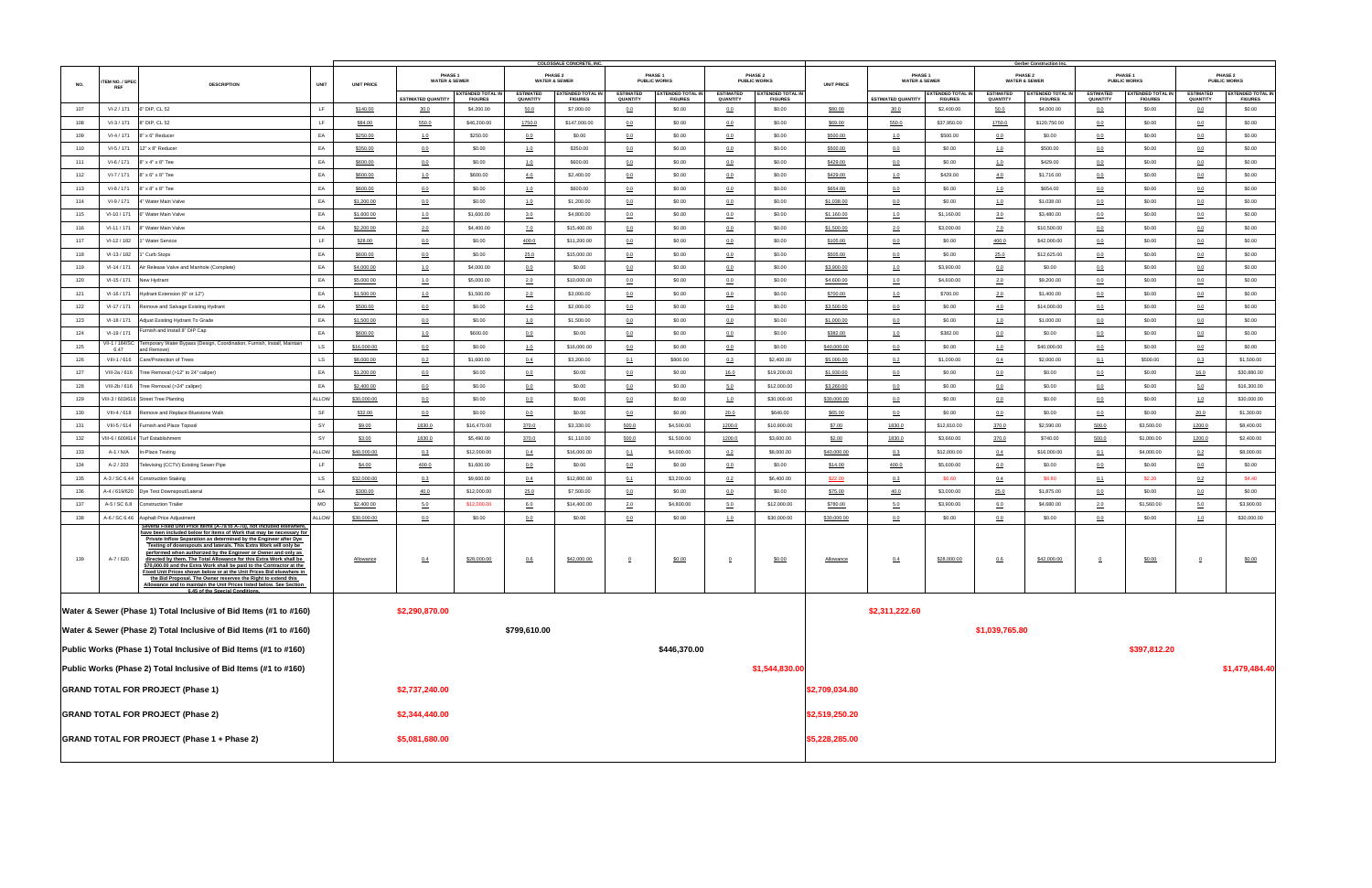| NO. | ITEM NO. / SPEC REF | DESCRIPTION | UNIT | COLOSSALE CONCRETE, INC. UNIT PRICE | PHASE 1 WATER & SEWER ESTIMATED QUANTITY | PHASE 1 WATER & SEWER EXTENDED TOTAL IN FIGURES | PHASE 2 WATER & SEWER ESTIMATED QUANTITY | PHASE 2 WATER & SEWER EXTENDED TOTAL IN FIGURES | PHASE 1 PUBLIC WORKS ESTIMATED QUANTITY | PHASE 1 PUBLIC WORKS EXTENDED TOTAL IN FIGURES | PHASE 2 PUBLIC WORKS ESTIMATED QUANTITY | PHASE 2 PUBLIC WORKS EXTENDED TOTAL IN FIGURES | Gerber Construction Inc. UNIT PRICE | PHASE 1 WATER & SEWER ESTIMATED QUANTITY | PHASE 1 WATER & SEWER EXTENDED TOTAL IN FIGURES | PHASE 2 WATER & SEWER ESTIMATED QUANTITY | PHASE 2 WATER & SEWER EXTENDED TOTAL IN FIGURES | PHASE 1 PUBLIC WORKS ESTIMATED QUANTITY | PHASE 1 PUBLIC WORKS EXTENDED TOTAL IN FIGURES | PHASE 2 PUBLIC WORKS ESTIMATED QUANTITY | PHASE 2 PUBLIC WORKS EXTENDED TOTAL IN FIGURES |
|---|---|---|---|---|---|---|---|---|---|---|---|---|---|---|---|---|---|---|---|---|---|
| 107 | VI-2 / 171 | 6" DIP, CL 52 | LF | $140.00 | 30.0 | $4,200.00 | 50.0 | $7,000.00 | 0.0 | $0.00 | 0.0 | $0.00 | $80.00 | 30.0 | $2,400.00 | 50.0 | $4,000.00 | 0.0 | $0.00 | 0.0 | $0.00 |
| 108 | VI-3 / 171 | 8" DIP, CL 52 | LF | $84.00 | 550.0 | $46,200.00 | 1750.0 | $147,000.00 | 0.0 | $0.00 | 0.0 | $0.00 | $69.00 | 550.0 | $37,950.00 | 1750.0 | $120,750.00 | 0.0 | $0.00 | 0.0 | $0.00 |
| 109 | VI-4 / 171 | 8" x 6" Reducer | EA | $250.00 | 1.0 | $250.00 | 0.0 | $0.00 | 0.0 | $0.00 | 0.0 | $0.00 | $500.00 | 1.0 | $500.00 | 0.0 | $0.00 | 0.0 | $0.00 | 0.0 | $0.00 |
| 110 | VI-5 / 171 | 12" x 8" Reducer | EA | $350.00 | 0.0 | $0.00 | 1.0 | $350.00 | 0.0 | $0.00 | 0.0 | $0.00 | $500.00 | 0.0 | $0.00 | 1.0 | $500.00 | 0.0 | $0.00 | 0.0 | $0.00 |
| 111 | VI-6 / 171 | 8" x 4" x 8" Tee | EA | $600.00 | 0.0 | $0.00 | 1.0 | $600.00 | 0.0 | $0.00 | 0.0 | $0.00 | $429.00 | 0.0 | $0.00 | 1.0 | $429.00 | 0.0 | $0.00 | 0.0 | $0.00 |
| 112 | VI-7 / 171 | 8" x 6" x 8" Tee | EA | $600.00 | 1.0 | $600.00 | 4.0 | $2,400.00 | 0.0 | $0.00 | 0.0 | $0.00 | $429.00 | 1.0 | $429.00 | 4.0 | $1,716.00 | 0.0 | $0.00 | 0.0 | $0.00 |
| 113 | VI-8 / 171 | 8" x 8" x 8" Tee | EA | $600.00 | 0.0 | $0.00 | 1.0 | $600.00 | 0.0 | $0.00 | 0.0 | $0.00 | $654.00 | 0.0 | $0.00 | 1.0 | $654.00 | 0.0 | $0.00 | 0.0 | $0.00 |
| 114 | VI-9 / 171 | 4" Water Main Valve | EA | $1,200.00 | 0.0 | $0.00 | 1.0 | $1,200.00 | 0.0 | $0.00 | 0.0 | $0.00 | $1,038.00 | 0.0 | $0.00 | 1.0 | $1,038.00 | 0.0 | $0.00 | 0.0 | $0.00 |
| 115 | VI-10 / 171 | 6" Water Main Valve | EA | $1,600.00 | 1.0 | $1,600.00 | 3.0 | $4,800.00 | 0.0 | $0.00 | 0.0 | $0.00 | $1,160.00 | 1.0 | $1,160.00 | 3.0 | $3,480.00 | 0.0 | $0.00 | 0.0 | $0.00 |
| 116 | VI-11 / 171 | 8" Water Main Valve | EA | $2,200.00 | 2.0 | $4,400.00 | 7.0 | $15,400.00 | 0.0 | $0.00 | 0.0 | $0.00 | $1,500.00 | 2.0 | $3,000.00 | 7.0 | $10,500.00 | 0.0 | $0.00 | 0.0 | $0.00 |
| 117 | VI-12 / 182 | 1" Water Service | LF | $28.00 | 0.0 | $0.00 | 400.0 | $11,200.00 | 0.0 | $0.00 | 0.0 | $0.00 | $105.00 | 0.0 | $0.00 | 400.0 | $42,000.00 | 0.0 | $0.00 | 0.0 | $0.00 |
| 118 | VI-13 / 182 | 1" Curb Stops | EA | $600.00 | 0.0 | $0.00 | 25.0 | $15,000.00 | 0.0 | $0.00 | 0.0 | $0.00 | $505.00 | 0.0 | $0.00 | 25.0 | $12,625.00 | 0.0 | $0.00 | 0.0 | $0.00 |
| 119 | VI-14 / 171 | Air Release Valve and Manhole (Complete) | EA | $4,000.00 | 1.0 | $4,000.00 | 0.0 | $0.00 | 0.0 | $0.00 | 0.0 | $0.00 | $3,900.00 | 1.0 | $3,900.00 | 0.0 | $0.00 | 0.0 | $0.00 | 0.0 | $0.00 |
| 120 | VI-15 / 171 | New Hydrant | EA | $5,000.00 | 1.0 | $5,000.00 | 2.0 | $10,000.00 | 0.0 | $0.00 | 0.0 | $0.00 | $4,600.00 | 1.0 | $4,600.00 | 2.0 | $9,200.00 | 0.0 | $0.00 | 0.0 | $0.00 |
| 121 | VI-16 / 171 | Hydrant Extension (6" or 12") | EA | $1,500.00 | 1.0 | $1,500.00 | 2.0 | $3,000.00 | 0.0 | $0.00 | 0.0 | $0.00 | $700.00 | 1.0 | $700.00 | 2.0 | $1,400.00 | 0.0 | $0.00 | 0.0 | $0.00 |
| 122 | VI-17 / 171 | Remove and Salvage Existing Hydrant | EA | $500.00 | 0.0 | $0.00 | 4.0 | $2,000.00 | 0.0 | $0.00 | 0.0 | $0.00 | $3,500.00 | 0.0 | $0.00 | 4.0 | $14,000.00 | 0.0 | $0.00 | 0.0 | $0.00 |
| 123 | VI-18 / 171 | Adjust Existing Hydrant To Grade | EA | $1,500.00 | 0.0 | $0.00 | 1.0 | $1,500.00 | 0.0 | $0.00 | 0.0 | $0.00 | $1,000.00 | 0.0 | $0.00 | 1.0 | $1,000.00 | 0.0 | $0.00 | 0.0 | $0.00 |
| 124 | VI-19 / 171 | Furnish and Install 8" DIP Cap | EA | $600.00 | 1.0 | $600.00 | 0.0 | $0.00 | 0.0 | $0.00 | 0.0 | $0.00 | $382.00 | 1.0 | $382.00 | 0.0 | $0.00 | 0.0 | $0.00 | 0.0 | $0.00 |
| 125 | VII-1 / 184/SC 6.47 | Temporary Water Bypass (Design, Coordination, Furnish, Install, Maintain and Remove) | LS | $16,000.00 | 0.0 | $0.00 | 1.0 | $16,000.00 | 0.0 | $0.00 | 0.0 | $0.00 | $40,000.00 | 0.0 | $0.00 | 1.0 | $40,000.00 | 0.0 | $0.00 | 0.0 | $0.00 |
| 126 | VIII-1 / 616 | Care/Protection of Trees | LS | $8,000.00 | 0.2 | $1,600.00 | 0.4 | $3,200.00 | 0.1 | $800.00 | 0.3 | $2,400.00 | $5,000.00 | 0.2 | $1,000.00 | 0.4 | $2,000.00 | 0.1 | $500.00 | 0.3 | $1,500.00 |
| 127 | VIII-2a / 616 | Tree Removal (>12" to 24" caliper) | EA | $1,200.00 | 0.0 | $0.00 | 0.0 | $0.00 | 0.0 | $0.00 | 16.0 | $19,200.00 | $1,930.00 | 0.0 | $0.00 | 0.0 | $0.00 | 0.0 | $0.00 | 16.0 | $30,880.00 |
| 128 | VIII-2b / 616 | Tree Removal (>24" caliper) | EA | $2,400.00 | 0.0 | $0.00 | 0.0 | $0.00 | 0.0 | $0.00 | 5.0 | $12,000.00 | $3,260.00 | 0.0 | $0.00 | 0.0 | $0.00 | 0.0 | $0.00 | 5.0 | $16,300.00 |
| 129 | VIII-3 / 603/616 | Street Tree Planting | ALLOW | $30,000.00 | 0.0 | $0.00 | 0.0 | $0.00 | 0.0 | $0.00 | 1.0 | $30,000.00 | $30,000.00 | 0.0 | $0.00 | 0.0 | $0.00 | 0.0 | $0.00 | 1.0 | $30,000.00 |
| 130 | VIII-4 / 618 | Remove and Replace Bluestone Walk | SF | $32.00 | 0.0 | $0.00 | 0.0 | $0.00 | 0.0 | $0.00 | 20.0 | $640.00 | $65.00 | 0.0 | $0.00 | 0.0 | $0.00 | 0.0 | $0.00 | 20.0 | $1,300.00 |
| 131 | VIII-5 / 614 | Furnish and Place Topsoil | SY | $9.00 | 1830.0 | $16,470.00 | 370.0 | $3,330.00 | 500.0 | $4,500.00 | 1200.0 | $10,800.00 | $7.00 | 1830.0 | $12,810.00 | 370.0 | $2,590.00 | 500.0 | $3,500.00 | 1200.0 | $8,400.00 |
| 132 | VIII-6 / 600/614 | Turf Establishment | SY | $3.00 | 1830.0 | $5,490.00 | 370.0 | $1,110.00 | 500.0 | $1,500.00 | 1200.0 | $3,600.00 | $2.00 | 1830.0 | $3,660.00 | 370.0 | $740.00 | 500.0 | $1,000.00 | 1200.0 | $2,400.00 |
| 133 | A-1 / N/A | In-Place Testing | ALLOW | $40,000.00 | 0.3 | $12,000.00 | 0.4 | $16,000.00 | 0.1 | $4,000.00 | 0.2 | $8,000.00 | $40,000.00 | 0.3 | $12,000.00 | 0.4 | $16,000.00 | 0.1 | $4,000.00 | 0.2 | $8,000.00 |
| 134 | A-2 / 203 | Televising (CCTV) Existing Sewer Pipe | LF | $4.00 | 400.0 | $1,600.00 | 0.0 | $0.00 | 0.0 | $0.00 | 0.0 | $0.00 | $14.00 | 400.0 | $5,600.00 | 0.0 | $0.00 | 0.0 | $0.00 | 0.0 | $0.00 |
| 135 | A-3 / SC 6.44 | Construction Staking | LS | $32,000.00 | 0.3 | $9,600.00 | 0.4 | $12,800.00 | 0.1 | $3,200.00 | 0.2 | $6,400.00 | $22.00 | 0.3 | $6.60 | 0.4 | $8.80 | 0.1 | $2.20 | 0.2 | $4.40 |
| 136 | A-4 / 619/620 | Dye Test Downspout/Lateral | EA | $300.00 | 40.0 | $12,000.00 | 25.0 | $7,500.00 | 0.0 | $0.00 | 0.0 | $0.00 | $75.00 | 40.0 | $3,000.00 | 25.0 | $1,875.00 | 0.0 | $0.00 | 0.0 | $0.00 |
| 137 | A-5 / SC 6.8 | Construction Trailer | MO | $2,400.00 | 5.0 | $12,000.00 | 6.0 | $14,400.00 | 2.0 | $4,800.00 | 5.0 | $12,000.00 | $780.00 | 5.0 | $3,900.00 | 6.0 | $4,680.00 | 2.0 | $1,560.00 | 5.0 | $3,900.00 |
| 138 | A-6 / SC 6.46 | Asphalt Price Adjustment | ALLOW | $30,000.00 | 0.0 | $0.00 | 0.0 | $0.00 | 0.0 | $0.00 | 1.0 | $30,000.00 | $30,000.00 | 0.0 | $0.00 | 0.0 | $0.00 | 0.0 | $0.00 | 1.0 | $30,000.00 |
| 139 | A-7 / 620 | Several Fixed Unit Price items (A-7a to A-7u), not included elsewhere, have been included below for items of Work that may be necessary for Private Inflow Separation as determined by the Engineer after Dye Testing of downspouts and laterals. This Extra Work will only be performed when authorized by the Engineer or Owner and only as directed by them. The Total Allowance for this Extra Work shall be $70,000.00 and the Extra Work shall be paid to the Contractor at the Fixed Unit Prices shown below or at the Unit Prices Bid elsewhere in the Bid Proposal. The Owner reserves the Right to extend this Allowance and to maintain the Unit Prices listed below. See Section 6.45 of the Special Conditions. | | Allowance | 0.4 | $28,000.00 | 0.6 | $42,000.00 | 0 | $0.00 | 0 | $0.00 | Allowance | 0.4 | $28,000.00 | 0.6 | $42,000.00 | 0 | $0.00 | 0 | $0.00 |
| Water & Sewer (Phase 1) Total Inclusive of Bid Items (#1 to #160) | | | | | $2,290,870.00 | | | | | | | | | $2,311,222.60 | | | | | | | |
| Water & Sewer (Phase 2) Total Inclusive of Bid Items (#1 to #160) | | | | | | | $799,610.00 | | | | | | | | | $1,039,765.80 | | | | | |
| Public Works (Phase 1) Total Inclusive of Bid Items (#1 to #160) | | | | | | | | | | $446,370.00 | | | | | | | | | $397,812.20 | | |
| Public Works (Phase 2) Total Inclusive of Bid Items (#1 to #160) | | | | | | | | | | | | $1,544,830.00 | | | | | | | | | $1,479,484.40 |
| GRAND TOTAL FOR PROJECT (Phase 1) | | | | | $2,737,240.00 | | | | | | | | $2,709,034.80 | | | | | | | | |
| GRAND TOTAL FOR PROJECT (Phase 2) | | | | | $2,344,440.00 | | | | | | | | $2,519,250.20 | | | | | | | | |
| GRAND TOTAL FOR PROJECT (Phase 1 + Phase 2) | | | | | $5,081,680.00 | | | | | | | | $5,228,285.00 | | | | | | | | |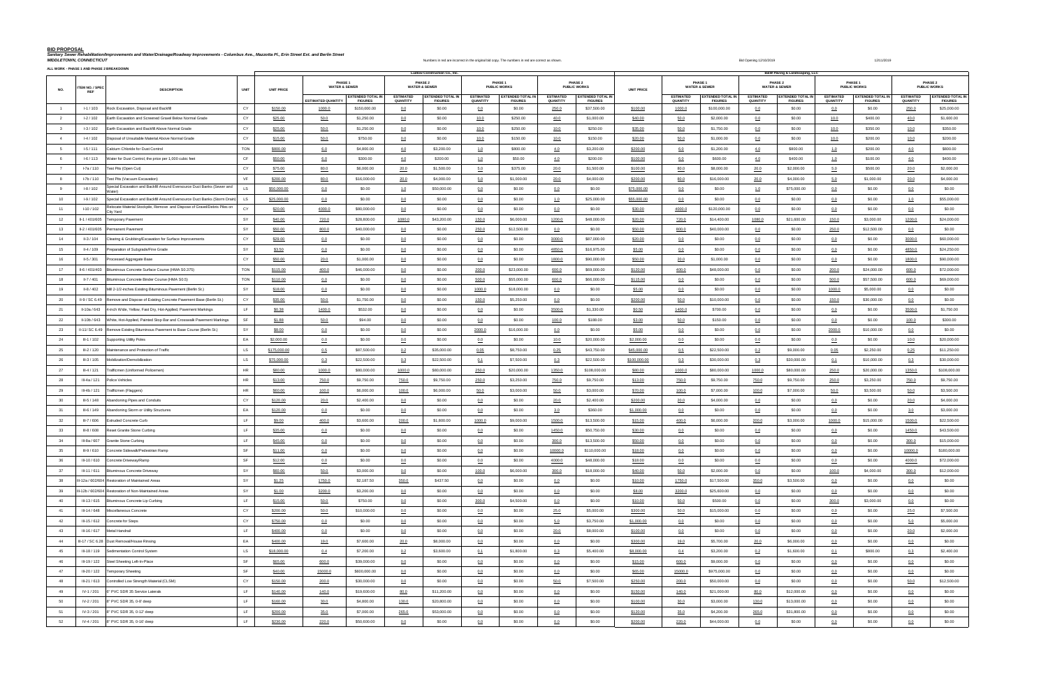**BID PROPOSAL**
***Sanitary Sewer Rehabilitation/Improvements and Water/Drainage/Roadway Improvements - Columbus Ave., Mazzotta Pl., Erin Street Ext. and Berlin Street***
***MIDDLETOWN, CONNECTICUT***

Numbers in red are incorrect in the original bid copy. The numbers in red are correct as shown.

Bid Opening 12/10/2019

12/11/2019

**ALL WORK - PHASE 1 AND PHASE 2 BREAKDOWN**

| NO. | ITEM NO. / SPEC REF | DESCRIPTION | UNIT | Ludlow Construction Co., Inc. UNIT PRICE | PHASE 1 WATER & SEWER ESTIMATED QUANTITY | PHASE 1 WATER & SEWER EXTENDED TOTAL IN FIGURES | PHASE 2 WATER & SEWER ESTIMATED QUANTITY | PHASE 2 WATER & SEWER EXTENDED TOTAL IN FIGURES | PHASE 1 PUBLIC WORKS ESTIMATED QUANTITY | PHASE 1 PUBLIC WORKS EXTENDED TOTAL IN FIGURES | PHASE 2 PUBLIC WORKS ESTIMATED QUANTITY | PHASE 2 PUBLIC WORKS EXTENDED TOTAL IN FIGURES | B&W Paving & Landscaping, LLC UNIT PRICE | PHASE 1 WATER & SEWER ESTIMATED QUANTITY | PHASE 1 WATER & SEWER EXTENDED TOTAL IN FIGURES | PHASE 2 WATER & SEWER ESTIMATED QUANTITY | PHASE 2 WATER & SEWER EXTENDED TOTAL IN FIGURES | PHASE 1 PUBLIC WORKS ESTIMATED QUANTITY | PHASE 1 PUBLIC WORKS EXTENDED TOTAL IN FIGURES | PHASE 2 PUBLIC WORKS ESTIMATED QUANTITY | PHASE 2 PUBLIC WORKS EXTENDED TOTAL IN FIGURES |
|---|---|---|---|---|---|---|---|---|---|---|---|---|---|---|---|---|---|---|---|---|---|
| 1 | I-1 / 103 | Rock Excavation, Disposal and Backfill | CY | $150.00 | 1000.0 | $150,000.00 | 0.0 | $0.00 | 0.0 | $0.00 | 250.0 | $37,500.00 | $100.00 | 1000.0 | $100,000.00 | 0.0 | $0.00 | 0.0 | $0.00 | 250.0 | $25,000.00 |
| 2 | I-2 / 102 | Earth Excavation and Screened Gravel Below Normal Grade | CY | $25.00 | 50.0 | $1,250.00 | 0.0 | $0.00 | 10.0 | $250.00 | 40.0 | $1,000.00 | $40.00 | 50.0 | $2,000.00 | 0.0 | $0.00 | 10.0 | $400.00 | 40.0 | $1,600.00 |
| 3 | I-3 / 102 | Earth Excavation and Backfill Above Normal Grade | CY | $25.00 | 50.0 | $1,250.00 | 0.0 | $0.00 | 10.0 | $250.00 | 10.0 | $250.00 | $35.00 | 50.0 | $1,750.00 | 0.0 | $0.00 | 10.0 | $350.00 | 10.0 | $350.00 |
| 4 | I-4 / 102 | Disposal of Unsuitable Material Above Normal Grade | CY | $15.00 | 50.0 | $750.00 | 0.0 | $0.00 | 10.0 | $150.00 | 10.0 | $150.00 | $20.00 | 50.0 | $1,000.00 | 0.0 | $0.00 | 10.0 | $200.00 | 10.0 | $200.00 |
| 5 | I-5 / 111 | Calcium Chloride for Dust Control | TON | $800.00 | 6.0 | $4,800.00 | 4.0 | $3,200.00 | 1.0 | $800.00 | 4.0 | $3,200.00 | $200.00 | 6.0 | $1,200.00 | 4.0 | $800.00 | 1.0 | $200.00 | 4.0 | $800.00 |
| 6 | I-6 / 113 | Water for Dust Control, the price per 1,000 cubic feet | CF | $50.00 | 6.0 | $300.00 | 4.0 | $200.00 | 1.0 | $50.00 | 4.0 | $200.00 | $100.00 | 6.0 | $600.00 | 4.0 | $400.00 | 1.0 | $100.00 | 4.0 | $400.00 |
| 7 | I-7a / 110 | Test Pits (Open Cut) | CY | $75.00 | 80.0 | $6,000.00 | 20.0 | $1,500.00 | 5.0 | $375.00 | 20.0 | $1,500.00 | $100.00 | 80.0 | $8,000.00 | 20.0 | $2,000.00 | 5.0 | $500.00 | 20.0 | $2,000.00 |
| 8 | I-7b / 110 | Test Pits (Vacuum Excavation) | VF | $200.00 | 80.0 | $16,000.00 | 20.0 | $4,000.00 | 5.0 | $1,000.00 | 20.0 | $4,000.00 | $200.00 | 80.0 | $16,000.00 | 20.0 | $4,000.00 | 5.0 | $1,000.00 | 20.0 | $4,000.00 |
| 9 | I-8 / 102 | Special Excavation and Backfill Around Eversource Duct Banks (Sewer and Water) | LS | $50,000.00 | 0.0 | $0.00 | 1.0 | $50,000.00 | 0.0 | $0.00 | 0.0 | $0.00 | $75,000.00 | 0.0 | $0.00 | 1.0 | $75,000.00 | 0.0 | $0.00 | 0.0 | $0.00 |
| 10 | I-9 / 102 | Special Excavation and Backfill Around Eversource Duct Banks (Storm Drain) | LS | $25,000.00 | 0.0 | $0.00 | 0.0 | $0.00 | 0.0 | $0.00 | 1.0 | $25,000.00 | $55,000.00 | 0.0 | $0.00 | 0.0 | $0.00 | 0.0 | $0.00 | 1.0 | $55,000.00 |
| 11 | I-10 / 102 | Relocate Material Stockpile, Remove and Dispose of Gravel/Debris Piles on City Yard | CY | $20.00 | 4000.0 | $80,000.00 | 0.0 | $0.00 | 0.0 | $0.00 | 0.0 | $0.00 | $30.00 | 4000.0 | $120,000.00 | 0.0 | $0.00 | 0.0 | $0.00 | 0.0 | $0.00 |
| 12 | II-1 / 401/605 | Temporary Pavement | SY | $40.00 | 720.0 | $28,800.00 | 1080.0 | $43,200.00 | 150.0 | $6,000.00 | 1200.0 | $48,000.00 | $20.00 | 720.0 | $14,400.00 | 1080.0 | $21,600.00 | 150.0 | $3,000.00 | 1200.0 | $24,000.00 |
| 13 | II-2 / 401/605 | Permanent Pavement | SY | $50.00 | 800.0 | $40,000.00 | 0.0 | $0.00 | 250.0 | $12,500.00 | 0.0 | $0.00 | $50.00 | 800.0 | $40,000.00 | 0.0 | $0.00 | 250.0 | $12,500.00 | 0.0 | $0.00 |
| 14 | II-3 / 104 | Clearing & Grubbing/Excavation for Surface Improvements | CY | $29.00 | 0.0 | $0.00 | 0.0 | $0.00 | 0.0 | $0.00 | 3000.0 | $87,000.00 | $20.00 | 0.0 | $0.00 | 0.0 | $0.00 | 0.0 | $0.00 | 3000.0 | $60,000.00 |
| 15 | II-4 / 109 | Preparation of Subgrade/Fine Grade | SY | $3.50 | 0.0 | $0.00 | 0.0 | $0.00 | 0.0 | $0.00 | 4850.0 | $16,975.00 | $5.00 | 0.0 | $0.00 | 0.0 | $0.00 | 0.0 | $0.00 | 4850.0 | $24,250.00 |
| 16 | II-5 / 301 | Processed Aggregate Base | CY | $50.00 | 20.0 | $1,000.00 | 0.0 | $0.00 | 0.0 | $0.00 | 1800.0 | $90,000.00 | $50.00 | 20.0 | $1,000.00 | 0.0 | $0.00 | 0.0 | $0.00 | 1800.0 | $90,000.00 |
| 17 | II-6 / 401/403 | Bituminous Concrete Surface Course (HMA S0.375) | TON | $115.00 | 400.0 | $46,000.00 | 0.0 | $0.00 | 200.0 | $23,000.00 | 600.0 | $69,000.00 | $120.00 | 400.0 | $48,000.00 | 0.0 | $0.00 | 200.0 | $24,000.00 | 600.0 | $72,000.00 |
| 18 | II-7 / 401 | Bituminous Concrete Binder Course (HMA S0.5) | TON | $110.00 | 0.0 | $0.00 | 0.0 | $0.00 | 500.0 | $55,000.00 | 600.0 | $66,000.00 | $115.00 | 0.0 | $0.00 | 0.0 | $0.00 | 500.0 | $57,500.00 | 600.0 | $69,000.00 |
| 19 | II-8 / 402 | Mill 2-1/2-inches Existing Bituminous Pavement (Berlin St.) | SY | $18.00 | 0.0 | $0.00 | 0.0 | $0.00 | 1000.0 | $18,000.00 | 0.0 | $0.00 | $5.00 | 0.0 | $0.00 | 0.0 | $0.00 | 1000.0 | $5,000.00 | 0.0 | $0.00 |
| 20 | II-9 / SC 6.49 | Remove and Dispose of Existing Concrete Pavement Base (Berlin St.) | CY | $35.00 | 50.0 | $1,750.00 | 0.0 | $0.00 | 150.0 | $5,250.00 | 0.0 | $0.00 | $200.00 | 50.0 | $10,000.00 | 0.0 | $0.00 | 150.0 | $30,000.00 | 0.0 | $0.00 |
| 21 | II-10a / 643 | 4-inch Wide, Yellow, Fast Dry, Hot-Applied, Pavement Markings | LF | $0.38 | 1400.0 | $532.00 | 0.0 | $0.00 | 0.0 | $0.00 | 3500.0 | $1,330.00 | $0.50 | 1400.0 | $700.00 | 0.0 | $0.00 | 0.0 | $0.00 | 3500.0 | $1,750.00 |
| 22 | II-10b / 643 | White, Hot-Applied, Painted Stop Bar and Crosswalk Pavement Markings | SF | $1.88 | 50.0 | $94.00 | 0.0 | $0.00 | 0.0 | $0.00 | 100.0 | $188.00 | $3.00 | 50.0 | $150.00 | 0.0 | $0.00 | 0.0 | $0.00 | 100.0 | $300.00 |
| 23 | II-11/ SC 6.49 | Remove Existing Bituminous Pavement to Base Course (Berlin St.) | SY | $8.00 | 0.0 | $0.00 | 0.0 | $0.00 | 2000.0 | $16,000.00 | 0.0 | $0.00 | $5.00 | 0.0 | $0.00 | 0.0 | $0.00 | 2000.0 | $10,000.00 | 0.0 | $0.00 |
| 24 | III-1 / 102 | Supporting Utility Poles | EA | $2,000.00 | 0.0 | $0.00 | 0.0 | $0.00 | 0.0 | $0.00 | 10.0 | $20,000.00 | $2,000.00 | 0.0 | $0.00 | 0.0 | $0.00 | 0.0 | $0.00 | 10.0 | $20,000.00 |
| 25 | III-2 / 120 | Maintenance and Protection of Traffic | LS | $175,000.00 | 0.5 | $87,500.00 | 0.2 | $35,000.00 | 0.05 | $8,750.00 | 0.25 | $43,750.00 | $45,000.00 | 0.5 | $22,500.00 | 0.2 | $9,000.00 | 0.05 | $2,250.00 | 0.25 | $11,250.00 |
| 26 | III-3 / 105 | Mobilization/Demobilization | LS | $75,000.00 | 0.3 | $22,500.00 | 0.3 | $22,500.00 | 0.1 | $7,500.00 | 0.3 | $22,500.00 | $100,000.00 | 0.3 | $30,000.00 | 0.3 | $30,000.00 | 0.1 | $10,000.00 | 0.3 | $30,000.00 |
| 27 | III-4 / 121 | Trafficmen (Uniformed Policemen) | HR | $80.00 | 1000.0 | $80,000.00 | 1000.0 | $80,000.00 | 250.0 | $20,000.00 | 1350.0 | $108,000.00 | $80.00 | 1000.0 | $80,000.00 | 1000.0 | $80,000.00 | 250.0 | $20,000.00 | 1350.0 | $108,000.00 |
| 28 | III-4a / 121 | Police Vehicles | HR | $13.00 | 750.0 | $9,750.00 | 750.0 | $9,750.00 | 250.0 | $3,250.00 | 750.0 | $9,750.00 | $13.00 | 750.0 | $9,750.00 | 750.0 | $9,750.00 | 250.0 | $3,250.00 | 750.0 | $9,750.00 |
| 29 | III-4b / 121 | Trafficmen (Flaggers) | HR | $60.00 | 100.0 | $6,000.00 | 100.0 | $6,000.00 | 50.0 | $3,000.00 | 50.0 | $3,000.00 | $70.00 | 100.0 | $7,000.00 | 100.0 | $7,000.00 | 50.0 | $3,500.00 | 50.0 | $3,500.00 |
| 30 | III-5 / 148 | Abandoning Pipes and Conduits | CY | $120.00 | 20.0 | $2,400.00 | 0.0 | $0.00 | 0.0 | $0.00 | 20.0 | $2,400.00 | $200.00 | 20.0 | $4,000.00 | 0.0 | $0.00 | 0.0 | $0.00 | 20.0 | $4,000.00 |
| 31 | III-6 / 149 | Abandoning Storm or Utility Structures | EA | $120.00 | 0.0 | $0.00 | 0.0 | $0.00 | 0.0 | $0.00 | 3.0 | $360.00 | $1,000.00 | 0.0 | $0.00 | 0.0 | $0.00 | 0.0 | $0.00 | 3.0 | $3,000.00 |
| 32 | III-7 / 606 | Extruded Concrete Curb | LF | $9.00 | 400.0 | $3,600.00 | 200.0 | $1,800.00 | 1000.0 | $9,000.00 | 1500.0 | $13,500.00 | $15.00 | 400.0 | $6,000.00 | 200.0 | $3,000.00 | 1000.0 | $15,000.00 | 1500.0 | $22,500.00 |
| 33 | III-8 / 608 | Reset Granite Stone Curbing | LF | $35.00 | 0.0 | $0.00 | 0.0 | $0.00 | 0.0 | $0.00 | 1450.0 | $50,750.00 | $30.00 | 0.0 | $0.00 | 0.0 | $0.00 | 0.0 | $0.00 | 1450.0 | $43,500.00 |
| 34 | III-8a / 607 | Granite Stone Curbing | LF | $45.00 | 0.0 | $0.00 | 0.0 | $0.00 | 0.0 | $0.00 | 300.0 | $13,500.00 | $50.00 | 0.0 | $0.00 | 0.0 | $0.00 | 0.0 | $0.00 | 300.0 | $15,000.00 |
| 35 | III-9 / 610 | Concrete Sidewalk/Pedestrian Ramp | SF | $11.00 | 0.0 | $0.00 | 0.0 | $0.00 | 0.0 | $0.00 | 10000.0 | $110,000.00 | $18.00 | 0.0 | $0.00 | 0.0 | $0.00 | 0.0 | $0.00 | 10000.0 | $180,000.00 |
| 36 | III-10 / 610 | Concrete Driveway/Ramp | SF | $12.00 | 0.0 | $0.00 | 0.0 | $0.00 | 0.0 | $0.00 | 4000.0 | $48,000.00 | $18.00 | 0.0 | $0.00 | 0.0 | $0.00 | 0.0 | $0.00 | 4000.0 | $72,000.00 |
| 37 | III-11 / 611 | Bituminous Concrete Driveway | SY | $60.00 | 50.0 | $3,000.00 | 0.0 | $0.00 | 100.0 | $6,000.00 | 300.0 | $18,000.00 | $40.00 | 50.0 | $2,000.00 | 0.0 | $0.00 | 100.0 | $4,000.00 | 300.0 | $12,000.00 |
| 38 | III-12a / 602/604 | Restoration of Maintained Areas | SY | $1.25 | 1750.0 | $2,187.50 | 350.0 | $437.50 | 0.0 | $0.00 | 0.0 | $0.00 | $10.00 | 1750.0 | $17,500.00 | 350.0 | $3,500.00 | 0.0 | $0.00 | 0.0 | $0.00 |
| 39 | III-12b / 602/604 | Restoration of Non-Maintained Areas | SY | $1.00 | 3200.0 | $3,200.00 | 0.0 | $0.00 | 0.0 | $0.00 | 0.0 | $0.00 | $8.00 | 3200.0 | $25,600.00 | 0.0 | $0.00 | 0.0 | $0.00 | 0.0 | $0.00 |
| 40 | III-13 / 615 | Bituminous Concrete Lip Curbing | LF | $15.00 | 50.0 | $750.00 | 0.0 | $0.00 | 300.0 | $4,500.00 | 0.0 | $0.00 | $10.00 | 50.0 | $500.00 | 0.0 | $0.00 | 300.0 | $3,000.00 | 0.0 | $0.00 |
| 41 | III-14 / 649 | Miscellaneous Concrete | CY | $200.00 | 50.0 | $10,000.00 | 0.0 | $0.00 | 0.0 | $0.00 | 25.0 | $5,000.00 | $300.00 | 50.0 | $15,000.00 | 0.0 | $0.00 | 0.0 | $0.00 | 25.0 | $7,500.00 |
| 42 | III-15 / 612 | Concrete for Steps | CY | $750.00 | 0.0 | $0.00 | 0.0 | $0.00 | 0.0 | $0.00 | 5.0 | $3,750.00 | $1,000.00 | 0.0 | $0.00 | 0.0 | $0.00 | 0.0 | $0.00 | 5.0 | $5,000.00 |
| 43 | III-16 / 617 | Metal Handrail | LF | $400.00 | 0.0 | $0.00 | 0.0 | $0.00 | 0.0 | $0.00 | 20.0 | $8,000.00 | $100.00 | 0.0 | $0.00 | 0.0 | $0.00 | 0.0 | $0.00 | 20.0 | $2,000.00 |
| 44 | III-17 / SC 6.28 | Dust Removal/House Rinsing | EA | $400.00 | 19.0 | $7,600.00 | 20.0 | $8,000.00 | 0.0 | $0.00 | 0.0 | $0.00 | $300.00 | 19.0 | $5,700.00 | 20.0 | $6,000.00 | 0.0 | $0.00 | 0.0 | $0.00 |
| 45 | III-18 / 119 | Sedimentation Control System | LS | $18,000.00 | 0.4 | $7,200.00 | 0.2 | $3,600.00 | 0.1 | $1,800.00 | 0.3 | $5,400.00 | $8,000.00 | 0.4 | $3,200.00 | 0.2 | $1,600.00 | 0.1 | $800.00 | 0.3 | $2,400.00 |
| 46 | III-19 / 122 | Steel Sheeting Left-In-Place | SF | $65.00 | 600.0 | $39,000.00 | 0.0 | $0.00 | 0.0 | $0.00 | 0.0 | $0.00 | $15.00 | 600.0 | $9,000.00 | 0.0 | $0.00 | 0.0 | $0.00 | 0.0 | $0.00 |
| 47 | III-20 / 122 | Temporary Sheeting | SF | $40.00 | 15000.0 | $600,000.00 | 0.0 | $0.00 | 0.0 | $0.00 | 0.0 | $0.00 | $65.00 | 15000.0 | $975,000.00 | 0.0 | $0.00 | 0.0 | $0.00 | 0.0 | $0.00 |
| 48 | III-21 / 613 | Controlled Low Strength Material (CLSM) | CY | $150.00 | 200.0 | $30,000.00 | 0.0 | $0.00 | 0.0 | $0.00 | 50.0 | $7,500.00 | $250.00 | 200.0 | $50,000.00 | 0.0 | $0.00 | 0.0 | $0.00 | 50.0 | $12,500.00 |
| 49 | IV-1 / 201 | 6" PVC SDR 35 Service Laterals | LF | $140.00 | 140.0 | $19,600.00 | 80.0 | $11,200.00 | 0.0 | $0.00 | 0.0 | $0.00 | $150.00 | 140.0 | $21,000.00 | 80.0 | $12,000.00 | 0.0 | $0.00 | 0.0 | $0.00 |
| 50 | IV-2 / 201 | 8" PVC SDR 35, 0-8' deep | LF | $160.00 | 30.0 | $4,800.00 | 130.0 | $20,800.00 | 0.0 | $0.00 | 0.0 | $0.00 | $100.00 | 30.0 | $3,000.00 | 130.0 | $13,000.00 | 0.0 | $0.00 | 0.0 | $0.00 |
| 51 | IV-3 / 201 | 8" PVC SDR 35, 8-12' deep | LF | $200.00 | 35.0 | $7,000.00 | 265.0 | $53,000.00 | 0.0 | $0.00 | 0.0 | $0.00 | $120.00 | 35.0 | $4,200.00 | 265.0 | $31,800.00 | 0.0 | $0.00 | 0.0 | $0.00 |
| 52 | IV-4 / 201 | 8" PVC SDR 35, 0-16' deep | LF | $230.00 | 220.0 | $50,600.00 | 0.0 | $0.00 | 0.0 | $0.00 | 0.0 | $0.00 | $200.00 | 220.0 | $44,000.00 | 0.0 | $0.00 | 0.0 | $0.00 | 0.0 | $0.00 |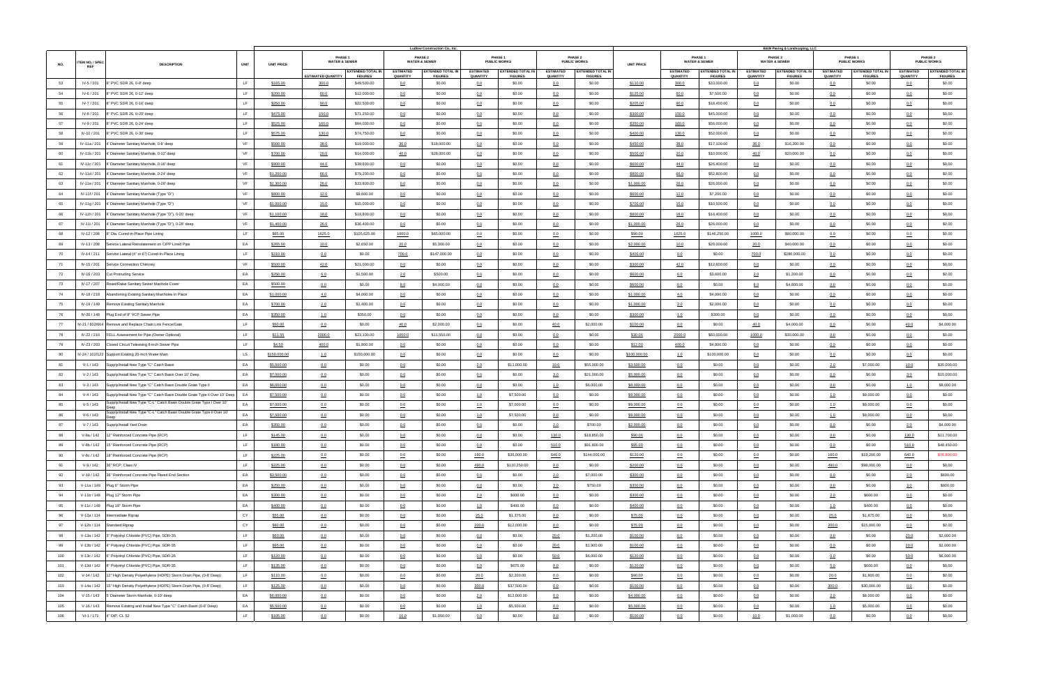| NO. | ITEM NO. / SPEC REF | DESCRIPTION | UNIT | Ludlow Construction Co., Inc. | | | | | | | | | B&W Paving & Landscaping, LLC | | | | | | | | |
|---|---|---|---|---|---|---|---|---|---|---|---|---|---|---|---|---|---|---|---|---|---|
| | | | | UNIT PRICE | PHASE 1 WATER & SEWER | | PHASE 2 WATER & SEWER | | PHASE 1 PUBLIC WORKS | | PHASE 2 PUBLIC WORKS | | UNIT PRICE | PHASE 1 WATER & SEWER | | PHASE 2 WATER & SEWER | | PHASE 1 PUBLIC WORKS | | PHASE 2 PUBLIC WORKS | |
| | | | | | ESTIMATED QUANTITY | EXTENDED TOTAL IN FIGURES | ESTIMATED QUANTITY | EXTENDED TOTAL IN FIGURES | ESTIMATED QUANTITY | EXTENDED TOTAL IN FIGURES | ESTIMATED QUANTITY | EXTENDED TOTAL IN FIGURES | | ESTIMATED QUANTITY | EXTENDED TOTAL IN FIGURES | ESTIMATED QUANTITY | EXTENDED TOTAL IN FIGURES | ESTIMATED QUANTITY | EXTENDED TOTAL IN FIGURES | ESTIMATED QUANTITY | EXTENDED TOTAL IN FIGURES |
| 53 | IV-5 / 201 | 8" PVC SDR 26, 0-8' deep | LF | $165.00 | 300.0 | $49,500.00 | 0.0 | $0.00 | 0.0 | $0.00 | 0.0 | $0.00 | $110.00 | 300.0 | $33,000.00 | 0.0 | $0.00 | 0.0 | $0.00 | 0.0 | $0.00 |
| 54 | IV-6 / 201 | 8" PVC SDR 26, 0-12' deep | LF | $200.00 | 60.0 | $12,000.00 | 0.0 | $0.00 | 0.0 | $0.00 | 0.0 | $0.00 | $125.00 | 60.0 | $7,500.00 | 0.0 | $0.00 | 0.0 | $0.00 | 0.0 | $0.00 |
| 55 | IV-7 / 201 | 8" PVC SDR 26, 0-16' deep | LF | $250.00 | 90.0 | $22,500.00 | 0.0 | $0.00 | 0.0 | $0.00 | 0.0 | $0.00 | $205.00 | 90.0 | $18,450.00 | 0.0 | $0.00 | 0.0 | $0.00 | 0.0 | $0.00 |
| 56 | IV-8 / 201 | 8" PVC SDR 26, 0-20' deep | LF | $475.00 | 150.0 | $71,250.00 | 0.0 | $0.00 | 0.0 | $0.00 | 0.0 | $0.00 | $300.00 | 150.0 | $45,000.00 | 0.0 | $0.00 | 0.0 | $0.00 | 0.0 | $0.00 |
| 57 | IV-9 / 201 | 8" PVC SDR 26, 0-24' deep | LF | $525.00 | 160.0 | $84,000.00 | 0.0 | $0.00 | 0.0 | $0.00 | 0.0 | $0.00 | $350.00 | 160.0 | $56,000.00 | 0.0 | $0.00 | 0.0 | $0.00 | 0.0 | $0.00 |
| 58 | IV-10 / 201 | 8" PVC SDR 26, 0-30' deep | LF | $575.00 | 130.0 | $74,750.00 | 0.0 | $0.00 | 0.0 | $0.00 | 0.0 | $0.00 | $400.00 | 130.0 | $52,000.00 | 0.0 | $0.00 | 0.0 | $0.00 | 0.0 | $0.00 |
| 59 | IV-11a / 201 | 4' Diameter Sanitary Manhole, 0-8' deep | VF | $500.00 | 38.0 | $19,000.00 | 36.0 | $18,000.00 | 0.0 | $0.00 | 0.0 | $0.00 | $450.00 | 38.0 | $17,100.00 | 36.0 | $16,200.00 | 0.0 | $0.00 | 0.0 | $0.00 |
| 60 | IV-11b / 201 | 4' Diameter Sanitary Manhole, 0-12' deep | VF | $700.00 | 20.0 | $14,000.00 | 40.0 | $28,000.00 | 0.0 | $0.00 | 0.0 | $0.00 | $500.00 | 20.0 | $10,000.00 | 40.0 | $20,000.00 | 0.0 | $0.00 | 0.0 | $0.00 |
| 61 | IV-11c / 201 | 4' Diameter Sanitary Manhole, 0-16' deep | VF | $900.00 | 44.0 | $39,600.00 | 0.0 | $0.00 | 0.0 | $0.00 | 0.0 | $0.00 | $600.00 | 44.0 | $26,400.00 | 0.0 | $0.00 | 0.0 | $0.00 | 0.0 | $0.00 |
| 62 | IV-11d / 201 | 4' Diameter Sanitary Manhole, 0-24' deep | VF | $1,200.00 | 66.0 | $79,200.00 | 0.0 | $0.00 | 0.0 | $0.00 | 0.0 | $0.00 | $800.00 | 66.0 | $52,800.00 | 0.0 | $0.00 | 0.0 | $0.00 | 0.0 | $0.00 |
| 63 | IV-11e / 201 | 4' Diameter Sanitary Manhole, 0-28' deep | VF | $1,300.00 | 26.0 | $33,800.00 | 0.0 | $0.00 | 0.0 | $0.00 | 0.0 | $0.00 | $1,000.00 | 26.0 | $26,000.00 | 0.0 | $0.00 | 0.0 | $0.00 | 0.0 | $0.00 |
| 64 | IV-11f / 201 | 4' Diameter Sanitary Manhole (Type "D") | VF | $800.00 | 12.0 | $9,600.00 | 0.0 | $0.00 | 0.0 | $0.00 | 0.0 | $0.00 | $600.00 | 12.0 | $7,200.00 | 0.0 | $0.00 | 0.0 | $0.00 | 0.0 | $0.00 |
| 65 | IV-11g / 201 | 4' Diameter Sanitary Manhole (Type "D") | VF | $1,000.00 | 15.0 | $15,000.00 | 0.0 | $0.00 | 0.0 | $0.00 | 0.0 | $0.00 | $700.00 | 15.0 | $10,500.00 | 0.0 | $0.00 | 0.0 | $0.00 | 0.0 | $0.00 |
| 66 | IV-11h / 201 | 4' Diameter Sanitary Manhole (Type "D"), 0-20' deep | VF | $1,100.00 | 18.0 | $19,800.00 | 0.0 | $0.00 | 0.0 | $0.00 | 0.0 | $0.00 | $800.00 | 18.0 | $14,400.00 | 0.0 | $0.00 | 0.0 | $0.00 | 0.0 | $0.00 |
| 67 | IV-11i / 201 | 4' Diameter Sanitary Manhole (Type "D"), 0-28' deep | VF | $1,400.00 | 26.0 | $36,400.00 | 0.0 | $0.00 | 0.0 | $0.00 | 0.0 | $0.00 | $1,000.00 | 26.0 | $26,000.00 | 0.0 | $0.00 | 0.0 | $0.00 | 0.0 | $0.00 |
| 68 | IV-12 / 208 | 8" Dia. Cured-In-Place Pipe Lining | LF | $65.00 | 1625.0 | $105,625.00 | 1000.0 | $65,000.00 | 0.0 | $0.00 | 0.0 | $0.00 | $90.00 | 1625.0 | $146,250.00 | 1000.0 | $90,000.00 | 0.0 | $0.00 | 0.0 | $0.00 |
| 69 | IV-13 / 208 | Service Lateral Reinstatement on CIPP Lined Pipe | EA | $265.00 | 10.0 | $2,650.00 | 20.0 | $5,300.00 | 0.0 | $0.00 | 0.0 | $0.00 | $2,000.00 | 10.0 | $20,000.00 | 20.0 | $40,000.00 | 0.0 | $0.00 | 0.0 | $0.00 |
| 70 | IV-14 / 211 | Service Lateral (4" or 6") Cured-In-Place Lining | LF | $210.00 | 0.0 | $0.00 | 700.0 | $147,000.00 | 0.0 | $0.00 | 0.0 | $0.00 | $400.00 | 0.0 | $0.00 | 700.0 | $280,000.00 | 0.0 | $0.00 | 0.0 | $0.00 |
| 71 | IV-15 / 201 | Service Connection Chimney | VF | $500.00 | 42.0 | $21,000.00 | 0.0 | $0.00 | 0.0 | $0.00 | 0.0 | $0.00 | $300.00 | 42.0 | $12,600.00 | 0.0 | $0.00 | 0.0 | $0.00 | 0.0 | $0.00 |
| 72 | IV-16 / 203 | Cut Protruding Service | EA | $250.00 | 6.0 | $1,500.00 | 2.0 | $500.00 | 0.0 | $0.00 | 0.0 | $0.00 | $600.00 | 6.0 | $3,600.00 | 2.0 | $1,200.00 | 0.0 | $0.00 | 0.0 | $0.00 |
| 73 | IV-17 / 207 | Reset/Raise Sanitary Sewer Manhole Cover | EA | $500.00 | 0.0 | $0.00 | 8.0 | $4,000.00 | 0.0 | $0.00 | 0.0 | $0.00 | $600.00 | 0.0 | $0.00 | 8.0 | $4,800.00 | 0.0 | $0.00 | 0.0 | $0.00 |
| 74 | IV-18 / 218 | Abandoning Existing Sanitary Manholes In Place | EA | $1,000.00 | 4.0 | $4,000.00 | 0.0 | $0.00 | 0.0 | $0.00 | 0.0 | $0.00 | $1,000.00 | 4.0 | $4,000.00 | 0.0 | $0.00 | 0.0 | $0.00 | 0.0 | $0.00 |
| 75 | IV-19 / 149 | Remove Existing Sanitary Manhole | EA | $700.00 | 2.0 | $1,400.00 | 0.0 | $0.00 | 0.0 | $0.00 | 0.0 | $0.00 | $1,000.00 | 2.0 | $2,000.00 | 0.0 | $0.00 | 0.0 | $0.00 | 0.0 | $0.00 |
| 76 | IV-20 / 148 | Plug End of 8" VCP Sewer Pipe | EA | $350.00 | 1.0 | $350.00 | 0.0 | $0.00 | 0.0 | $0.00 | 0.0 | $0.00 | $300.00 | 1.0 | $300.00 | 0.0 | $0.00 | 0.0 | $0.00 | 0.0 | $0.00 |
| 77 | IV-21 / 602/604 | Remove and Replace Chain Link Fence/Gate | LF | $50.00 | 0.0 | $0.00 | 40.0 | $2,000.00 | 0.0 | $0.00 | 40.0 | $2,000.00 | $100.00 | 0.0 | $0.00 | 40.0 | $4,000.00 | 0.0 | $0.00 | 40.0 | $4,000.00 |
| 78 | IV-22 / 210 | FELL Assessment for Pipe (Owner Optional) | LF | $11.55 | 2000.0 | $23,100.00 | 1000.0 | $11,550.00 | 0.0 | $0.00 | 0.0 | $0.00 | $30.00 | 2000.0 | $60,000.00 | 1000.0 | $30,000.00 | 0.0 | $0.00 | 0.0 | $0.00 |
| 79 | IV-23 / 203 | Closed Circuit Televising 8-inch Sewer Pipe | LF | $4.50 | 400.0 | $1,800.00 | 0.0 | $0.00 | 0.0 | $0.00 | 0.0 | $0.00 | $12.00 | 400.0 | $4,800.00 | 0.0 | $0.00 | 0.0 | $0.00 | 0.0 | $0.00 |
| 80 | IV-24 / 102/122 | Support Existing 20-Inch Water Main | LS | $150,000.00 | 1.0 | $150,000.00 | 0.0 | $0.00 | 0.0 | $0.00 | 0.0 | $0.00 | $100,000.00 | 1.0 | $100,000.00 | 0.0 | $0.00 | 0.0 | $0.00 | 0.0 | $0.00 |
| 81 | V-1 / 143 | Supply/Install New Type "C" Catch Basin | EA | $5,500.00 | 0.0 | $0.00 | 0.0 | $0.00 | 2.0 | $11,000.00 | 10.0 | $55,000.00 | $3,500.00 | 0.0 | $0.00 | 0.0 | $0.00 | 2.0 | $7,000.00 | 10.0 | $35,000.00 |
| 82 | V-2 / 143 | Supply/Install New Type "C" Catch Basin Over 10' Deep | EA | $7,000.00 | 0.0 | $0.00 | 0.0 | $0.00 | 0.0 | $0.00 | 3.0 | $21,000.00 | $5,000.00 | 0.0 | $0.00 | 0.0 | $0.00 | 0.0 | $0.00 | 3.0 | $15,000.00 |
| 83 | V-3 / 143 | Supply/Install New Type "C" Catch Basin Double Grate Type II | EA | $6,000.00 | 0.0 | $0.00 | 0.0 | $0.00 | 0.0 | $0.00 | 1.0 | $6,000.00 | $8,000.00 | 0.0 | $0.00 | 0.0 | $0.00 | 0.0 | $0.00 | 1.0 | $8,000.00 |
| 84 | V-4 / 143 | Supply/Install New Type "C" Catch Basin Double Grate Type II Over 10' Deep | EA | $7,500.00 | 0.0 | $0.00 | 0.0 | $0.00 | 1.0 | $7,500.00 | 0.0 | $0.00 | $9,000.00 | 0.0 | $0.00 | 0.0 | $0.00 | 1.0 | $9,000.00 | 0.0 | $0.00 |
| 85 | V-5 / 143 | Supply/Install New Type "C-L" Catch Basin Double Grate Type I Over 10' Deep | EA | $7,000.00 | 0.0 | $0.00 | 0.0 | $0.00 | 1.0 | $7,000.00 | 0.0 | $0.00 | $9,000.00 | 0.0 | $0.00 | 0.0 | $0.00 | 1.0 | $9,000.00 | 0.0 | $0.00 |
| 86 | V-6 / 143 | Supply/Install New Type "C-L" Catch Basin Double Grate Type II Over 10' Deep | EA | $7,500.00 | 0.0 | $0.00 | 0.0 | $0.00 | 1.0 | $7,500.00 | 0.0 | $0.00 | $9,000.00 | 0.0 | $0.00 | 0.0 | $0.00 | 1.0 | $9,000.00 | 0.0 | $0.00 |
| 87 | V-7 / 143 | Supply/Install Yard Drain | EA | $350.00 | 0.0 | $0.00 | 0.0 | $0.00 | 0.0 | $0.00 | 2.0 | $700.00 | $2,000.00 | 0.0 | $0.00 | 0.0 | $0.00 | 0.0 | $0.00 | 2.0 | $4,000.00 |
| 88 | V-8a / 142 | 12" Reinforced Concrete Pipe (RCP) | LF | $145.00 | 0.0 | $0.00 | 0.0 | $0.00 | 0.0 | $0.00 | 130.0 | $18,850.00 | $90.00 | 0.0 | $0.00 | 0.0 | $0.00 | 0.0 | $0.00 | 130.0 | $11,700.00 |
| 89 | V-8b / 142 | 15" Reinforced Concrete Pipe (RCP) | LF | $180.00 | 0.0 | $0.00 | 0.0 | $0.00 | 0.0 | $0.00 | 510.0 | $91,800.00 | $95.00 | 0.0 | $0.00 | 0.0 | $0.00 | 0.0 | $0.00 | 510.0 | $48,450.00 |
| 90 | V-8c / 142 | 18" Reinforced Concrete Pipe (RCP) | LF | $225.00 | 0.0 | $0.00 | 0.0 | $0.00 | 160.0 | $36,000.00 | 640.0 | $144,000.00 | $120.00 | 0.0 | $0.00 | 0.0 | $0.00 | 160.0 | $19,200.00 | 640.0 | $76,800.00 |
| 91 | V-9 / 142 | 36" RCP, Class IV | LF | $225.00 | 0.0 | $0.00 | 0.0 | $0.00 | 490.0 | $110,250.00 | 0.0 | $0.00 | $200.00 | 0.0 | $0.00 | 0.0 | $0.00 | 490.0 | $98,000.00 | 0.0 | $0.00 |
| 92 | V-10 / 142 | 36" Reinforced Concrete Pipe Flared End Section | EA | $3,500.00 | 0.0 | $0.00 | 0.0 | $0.00 | 0.0 | $0.00 | 2.0 | $7,000.00 | $300.00 | 0.0 | $0.00 | 0.0 | $0.00 | 0.0 | $0.00 | 2.0 | $600.00 |
| 93 | V-11a / 148 | Plug 6" Storm Pipe | EA | $250.00 | 0.0 | $0.00 | 0.0 | $0.00 | 0.0 | $0.00 | 3.0 | $750.00 | $300.00 | 0.0 | $0.00 | 0.0 | $0.00 | 0.0 | $0.00 | 3.0 | $900.00 |
| 94 | V-11b / 148 | Plug 12" Storm Pipe | EA | $300.00 | 0.0 | $0.00 | 0.0 | $0.00 | 2.0 | $600.00 | 0.0 | $0.00 | $300.00 | 0.0 | $0.00 | 0.0 | $0.00 | 2.0 | $600.00 | 0.0 | $0.00 |
| 95 | V-11c / 148 | Plug 18" Storm Pipe | EA | $400.00 | 0.0 | $0.00 | 0.0 | $0.00 | 1.0 | $400.00 | 0.0 | $0.00 | $400.00 | 0.0 | $0.00 | 0.0 | $0.00 | 1.0 | $400.00 | 0.0 | $0.00 |
| 96 | V-12a / 114 | Intermediate Riprap | CY | $55.00 | 0.0 | $0.00 | 0.0 | $0.00 | 25.0 | $1,375.00 | 0.0 | $0.00 | $75.00 | 0.0 | $0.00 | 0.0 | $0.00 | 25.0 | $1,875.00 | 0.0 | $0.00 |
| 97 | V-12b / 114 | Standard Riprap | CY | $60.00 | 0.0 | $0.00 | 0.0 | $0.00 | 200.0 | $12,000.00 | 0.0 | $0.00 | $75.00 | 0.0 | $0.00 | 0.0 | $0.00 | 200.0 | $15,000.00 | 0.0 | $0.00 |
| 98 | V-13a / 142 | 3" Polyvinyl Chloride (PVC) Pipe, SDR-35 | LF | $60.00 | 0.0 | $0.00 | 0.0 | $0.00 | 0.0 | $0.00 | 20.0 | $1,200.00 | $100.00 | 0.0 | $0.00 | 0.0 | $0.00 | 0.0 | $0.00 | 20.0 | $2,000.00 |
| 99 | V-13b / 142 | 4" Polyvinyl Chloride (PVC) Pipe, SDR-35 | LF | $95.00 | 0.0 | $0.00 | 0.0 | $0.00 | 0.0 | $0.00 | 20.0 | $1,900.00 | $100.00 | 0.0 | $0.00 | 0.0 | $0.00 | 0.0 | $0.00 | 20.0 | $2,000.00 |
| 100 | V-13c / 142 | 6" Polyvinyl Chloride (PVC) Pipe, SDR-26 | LF | $120.00 | 0.0 | $0.00 | 0.0 | $0.00 | 0.0 | $0.00 | 50.0 | $6,000.00 | $120.00 | 0.0 | $0.00 | 0.0 | $0.00 | 0.0 | $0.00 | 50.0 | $6,000.00 |
| 101 | V-13d / 142 | 8" Polyvinyl Chloride (PVC) Pipe, SDR-35 | LF | $135.00 | 0.0 | $0.00 | 0.0 | $0.00 | 5.0 | $675.00 | 0.0 | $0.00 | $120.00 | 0.0 | $0.00 | 0.0 | $0.00 | 5.0 | $600.00 | 0.0 | $0.00 |
| 102 | V-14 / 142 | 12" High Density Polyethylene (HDPE) Storm Drain Pipe, (0-8' Deep) | LF | $110.00 | 0.0 | $0.00 | 0.0 | $0.00 | 20.0 | $2,200.00 | 0.0 | $0.00 | $90.00 | 0.0 | $0.00 | 0.0 | $0.00 | 20.0 | $1,800.00 | 0.0 | $0.00 |
| 103 | V-14a / 142 | 15" High Density Polyethylene (HDPE) Storm Drain Pipe, (0-8' Deep) | LF | $125.00 | 0.0 | $0.00 | 0.0 | $0.00 | 300.0 | $37,500.00 | 0.0 | $0.00 | $100.00 | 0.0 | $0.00 | 0.0 | $0.00 | 300.0 | $30,000.00 | 0.0 | $0.00 |
| 104 | V-15 / 143 | 5' Diameter Storm Manhole, 0-10' deep | EA | $6,000.00 | 0.0 | $0.00 | 0.0 | $0.00 | 2.0 | $12,000.00 | 0.0 | $0.00 | $4,000.00 | 0.0 | $0.00 | 0.0 | $0.00 | 2.0 | $8,000.00 | 0.0 | $0.00 |
| 105 | V-16 / 143 | Remove Existing and Install New Type "C" Catch Basin (0-8' Deep) | EA | $5,500.00 | 0.0 | $0.00 | 0.0 | $0.00 | 1.0 | $5,500.00 | 0.0 | $0.00 | $5,000.00 | 0.0 | $0.00 | 0.0 | $0.00 | 1.0 | $5,000.00 | 0.0 | $0.00 |
| 106 | VI-1 / 171 | 4" DIP, CL 52 | LF | $105.00 | 0.0 | $0.00 | 10.0 | $1,050.00 | 0.0 | $0.00 | 0.0 | $0.00 | $100.00 | 0.0 | $0.00 | 10.0 | $1,000.00 | 0.0 | $0.00 | 0.0 | $0.00 |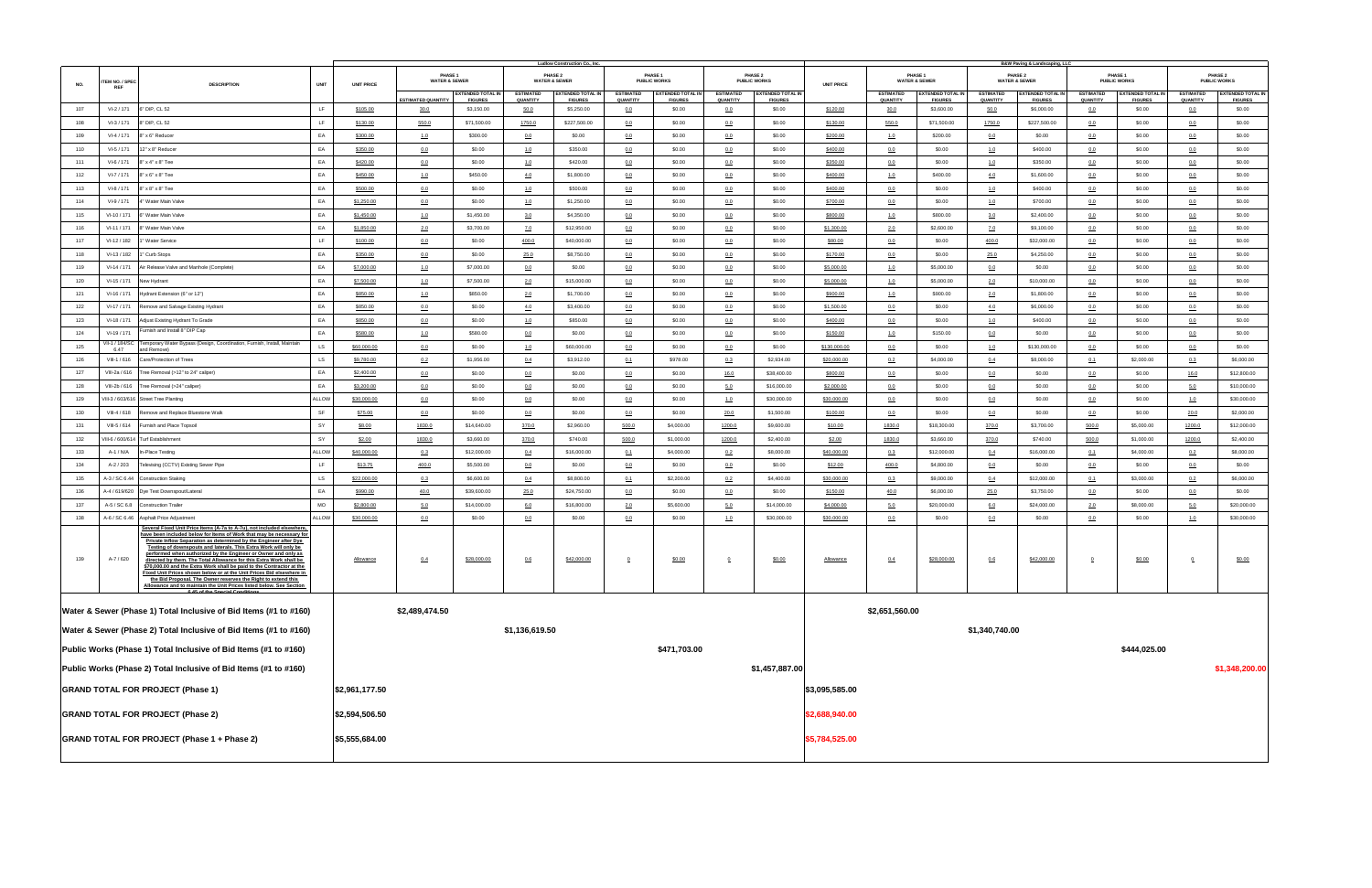| NO. | ITEM NO. / SPEC REF | DESCRIPTION | UNIT | Ludlow Construction Co., Inc. | | | | | | | | | | B&W Paving & Landscaping, LLC | | | | | | | | | |
|---|---|---|---|---|---|---|---|---|---|---|---|---|---|---|---|---|---|---|---|---|---|---|---|
| | | | | UNIT PRICE | PHASE 1 WATER & SEWER | | PHASE 2 WATER & SEWER | | PHASE 1 PUBLIC WORKS | | PHASE 2 PUBLIC WORKS | | UNIT PRICE | PHASE 1 WATER & SEWER | | PHASE 2 WATER & SEWER | | PHASE 1 PUBLIC WORKS | | PHASE 2 PUBLIC WORKS | |
| | | | | | ESTIMATED QUANTITY | EXTENDED TOTAL IN FIGURES | ESTIMATED QUANTITY | EXTENDED TOTAL IN FIGURES | ESTIMATED QUANTITY | EXTENDED TOTAL IN FIGURES | ESTIMATED QUANTITY | EXTENDED TOTAL IN FIGURES | | ESTIMATED QUANTITY | EXTENDED TOTAL IN FIGURES | ESTIMATED QUANTITY | EXTENDED TOTAL IN FIGURES | ESTIMATED QUANTITY | EXTENDED TOTAL IN FIGURES | ESTIMATED QUANTITY | EXTENDED TOTAL IN FIGURES |
| 107 | VI-2 / 171 | 6" DIP, CL 52 | LF | $105.00 | 30.0 | $3,150.00 | 50.0 | $5,250.00 | 0.0 | $0.00 | 0.0 | $0.00 | $120.00 | 30.0 | $3,600.00 | 50.0 | $6,000.00 | 0.0 | $0.00 | 0.0 | $0.00 |
| 108 | VI-3 / 171 | 8" DIP, CL 52 | LF | $130.00 | 550.0 | $71,500.00 | 1750.0 | $227,500.00 | 0.0 | $0.00 | 0.0 | $0.00 | $130.00 | 550.0 | $71,500.00 | 1750.0 | $227,500.00 | 0.0 | $0.00 | 0.0 | $0.00 |
| 109 | VI-4 / 171 | 8" x 6" Reducer | EA | $300.00 | 1.0 | $300.00 | 0.0 | $0.00 | 0.0 | $0.00 | 0.0 | $0.00 | $200.00 | 1.0 | $200.00 | 0.0 | $0.00 | 0.0 | $0.00 | 0.0 | $0.00 |
| 110 | VI-5 / 171 | 12" x 8" Reducer | EA | $350.00 | 0.0 | $0.00 | 1.0 | $350.00 | 0.0 | $0.00 | 0.0 | $0.00 | $400.00 | 0.0 | $0.00 | 1.0 | $400.00 | 0.0 | $0.00 | 0.0 | $0.00 |
| 111 | VI-6 / 171 | 8" x 4" x 8" Tee | EA | $420.00 | 0.0 | $0.00 | 1.0 | $420.00 | 0.0 | $0.00 | 0.0 | $0.00 | $350.00 | 0.0 | $0.00 | 1.0 | $350.00 | 0.0 | $0.00 | 0.0 | $0.00 |
| 112 | VI-7 / 171 | 8" x 6" x 8" Tee | EA | $450.00 | 1.0 | $450.00 | 4.0 | $1,800.00 | 0.0 | $0.00 | 0.0 | $0.00 | $400.00 | 1.0 | $400.00 | 4.0 | $1,600.00 | 0.0 | $0.00 | 0.0 | $0.00 |
| 113 | VI-8 / 171 | 8" x 8" x 8" Tee | EA | $500.00 | 1.0 | $500.00 | 1.0 | $500.00 | 0.0 | $0.00 | 0.0 | $0.00 | $400.00 | 0.0 | $0.00 | 1.0 | $400.00 | 0.0 | $0.00 | 0.0 | $0.00 |
| 114 | VI-9 / 171 | 4" Water Main Valve | EA | $1,250.00 | 0.0 | $0.00 | 1.0 | $1,250.00 | 0.0 | $0.00 | 0.0 | $0.00 | $700.00 | 0.0 | $0.00 | 1.0 | $700.00 | 0.0 | $0.00 | 0.0 | $0.00 |
| 115 | VI-10 / 171 | 6" Water Main Valve | EA | $1,450.00 | 1.0 | $1,450.00 | 3.0 | $4,350.00 | 0.0 | $0.00 | 0.0 | $0.00 | $800.00 | 1.0 | $800.00 | 3.0 | $2,400.00 | 0.0 | $0.00 | 0.0 | $0.00 |
| 116 | VI-11 / 171 | 8" Water Main Valve | EA | $1,850.00 | 2.0 | $3,700.00 | 7.0 | $12,950.00 | 0.0 | $0.00 | 0.0 | $0.00 | $1,300.00 | 2.0 | $2,600.00 | 7.0 | $9,100.00 | 0.0 | $0.00 | 0.0 | $0.00 |
| 117 | VI-12 / 182 | 1" Water Service | LF | $100.00 | 0.0 | $0.00 | 400.0 | $40,000.00 | 0.0 | $0.00 | 0.0 | $0.00 | $80.00 | 0.0 | $0.00 | 400.0 | $32,000.00 | 0.0 | $0.00 | 0.0 | $0.00 |
| 118 | VI-13 / 182 | 1" Curb Stops | EA | $350.00 | 0.0 | $0.00 | 25.0 | $8,750.00 | 0.0 | $0.00 | 0.0 | $0.00 | $170.00 | 0.0 | $0.00 | 25.0 | $4,250.00 | 0.0 | $0.00 | 0.0 | $0.00 |
| 119 | VI-14 / 171 | Air Release Valve and Manhole (Complete) | EA | $7,000.00 | 1.0 | $7,000.00 | 0.0 | $0.00 | 0.0 | $0.00 | 0.0 | $0.00 | $5,000.00 | 1.0 | $5,000.00 | 0.0 | $0.00 | 0.0 | $0.00 | 0.0 | $0.00 |
| 120 | VI-15 / 171 | New Hydrant | EA | $7,500.00 | 1.0 | $7,500.00 | 2.0 | $15,000.00 | 0.0 | $0.00 | 0.0 | $0.00 | $5,000.00 | 1.0 | $5,000.00 | 2.0 | $10,000.00 | 0.0 | $0.00 | 0.0 | $0.00 |
| 121 | VI-16 / 171 | Hydrant Extension (6" or 12") | EA | $850.00 | 1.0 | $850.00 | 2.0 | $1,700.00 | 0.0 | $0.00 | 0.0 | $0.00 | $900.00 | 1.0 | $900.00 | 2.0 | $1,800.00 | 0.0 | $0.00 | 0.0 | $0.00 |
| 122 | VI-17 / 171 | Remove and Salvage Existing Hydrant | EA | $850.00 | 0.0 | $0.00 | 4.0 | $3,400.00 | 0.0 | $0.00 | 0.0 | $0.00 | $1,500.00 | 0.0 | $0.00 | 4.0 | $6,000.00 | 0.0 | $0.00 | 0.0 | $0.00 |
| 123 | VI-18 / 171 | Adjust Existing Hydrant To Grade | EA | $650.00 | 0.0 | $0.00 | 1.0 | $650.00 | 0.0 | $0.00 | 0.0 | $0.00 | $400.00 | 0.0 | $0.00 | 1.0 | $400.00 | 0.0 | $0.00 | 0.0 | $0.00 |
| 124 | VI-19 / 171 | Furnish and Install 8" DIP Cap | EA | $580.00 | 1.0 | $580.00 | 0.0 | $0.00 | 0.0 | $0.00 | 0.0 | $0.00 | $150.00 | 1.0 | $150.00 | 0.0 | $0.00 | 0.0 | $0.00 | 0.0 | $0.00 |
| 125 | VI-1 / 184/SC 6.47 | Temporary Water Bypass (Design, Coordination, Furnish, Install, Maintain and Remove) | LS | $60,000.00 | 0.0 | $0.00 | 1.0 | $60,000.00 | 0.0 | $0.00 | 0.0 | $0.00 | $130,000.00 | 0.0 | $0.00 | 1.0 | $130,000.00 | 0.0 | $0.00 | 0.0 | $0.00 |
| 126 | VIII-1 / 616 | Care/Protection of Trees | LS | $9,780.00 | 0.2 | $1,956.00 | 0.4 | $3,912.00 | 0.1 | $978.00 | 0.3 | $2,934.00 | $20,000.00 | 0.2 | $4,000.00 | 0.4 | $8,000.00 | 0.1 | $2,000.00 | 0.3 | $6,000.00 |
| 127 | VIII-2a / 616 | Tree Removal (>12" to 24" caliper) | EA | $2,400.00 | 0.0 | $0.00 | 0.0 | $0.00 | 0.0 | $0.00 | 16.0 | $38,400.00 | $800.00 | 0.0 | $0.00 | 0.0 | $0.00 | 0.0 | $0.00 | 16.0 | $12,800.00 |
| 128 | VIII-2b / 616 | Tree Removal (>24" caliper) | EA | $3,200.00 | 0.0 | $0.00 | 0.0 | $0.00 | 0.0 | $0.00 | 5.0 | $16,000.00 | $2,000.00 | 0.0 | $0.00 | 0.0 | $0.00 | 0.0 | $0.00 | 5.0 | $10,000.00 |
| 129 | VIII-3 / 603/616 | Street Tree Planting | ALLOW | $30,000.00 | 0.0 | $0.00 | 0.0 | $0.00 | 0.0 | $0.00 | 1.0 | $30,000.00 | $30,000.00 | 0.0 | $0.00 | 0.0 | $0.00 | 0.0 | $0.00 | 1.0 | $30,000.00 |
| 130 | VIII-4 / 618 | Remove and Replace Bluestone Walk | SF | $75.00 | 0.0 | $0.00 | 0.0 | $0.00 | 0.0 | $0.00 | 20.0 | $1,500.00 | $100.00 | 0.0 | $0.00 | 0.0 | $0.00 | 0.0 | $0.00 | 20.0 | $2,000.00 |
| 131 | VIII-5 / 614 | Furnish and Place Topsoil | SY | $8.00 | 1830.0 | $14,640.00 | 370.0 | $2,960.00 | 500.0 | $4,000.00 | 1200.0 | $9,600.00 | $10.00 | 1830.0 | $18,300.00 | 370.0 | $3,700.00 | 500.0 | $5,000.00 | 1200.0 | $12,000.00 |
| 132 | VIII-6 / 600/614 | Turf Establishment | SY | $2.00 | 1830.0 | $3,660.00 | 370.0 | $740.00 | 500.0 | $1,000.00 | 1200.0 | $2,400.00 | $2.00 | 1830.0 | $3,660.00 | 370.0 | $740.00 | 500.0 | $1,000.00 | 1200.0 | $2,400.00 |
| 133 | A-1 / N/A | In-Place Testing | ALLOW | $40,000.00 | 0.3 | $12,000.00 | 0.4 | $16,000.00 | 0.1 | $4,000.00 | 0.2 | $8,000.00 | $40,000.00 | 0.3 | $12,000.00 | 0.4 | $16,000.00 | 0.1 | $4,000.00 | 0.2 | $8,000.00 |
| 134 | A-2 / 203 | Televising (CCTV) Existing Sewer Pipe | LF | $13.75 | 400.0 | $5,500.00 | 0.0 | $0.00 | 0.0 | $0.00 | 0.0 | $0.00 | $12.00 | 400.0 | $4,800.00 | 0.0 | $0.00 | 0.0 | $0.00 | 0.0 | $0.00 |
| 135 | A-3 / SC 6.44 | Construction Staking | LS | $22,000.00 | 0.3 | $6,600.00 | 0.4 | $8,800.00 | 0.1 | $2,200.00 | 0.2 | $4,400.00 | $30,000.00 | 0.3 | $9,000.00 | 0.4 | $12,000.00 | 0.1 | $3,000.00 | 0.2 | $6,000.00 |
| 136 | A-4 / 619/620 | Dye Test Downspout/Lateral | EA | $990.00 | 40.0 | $39,600.00 | 25.0 | $24,750.00 | 0.0 | $0.00 | 0.0 | $0.00 | $150.00 | 40.0 | $6,000.00 | 25.0 | $3,750.00 | 0.0 | $0.00 | 0.0 | $0.00 |
| 137 | A-5 / SC 6.8 | Construction Trailer | MO | $2,800.00 | 5.0 | $14,000.00 | 6.0 | $16,800.00 | 2.0 | $5,600.00 | 5.0 | $14,000.00 | $4,000.00 | 5.0 | $20,000.00 | 6.0 | $24,000.00 | 2.0 | $8,000.00 | 5.0 | $20,000.00 |
| 138 | A-6 / SC 6.46 | Asphalt Price Adjustment | ALLOW | $30,000.00 | 0.0 | $0.00 | 0.0 | $0.00 | 0.0 | $0.00 | 1.0 | $30,000.00 | $30,000.00 | 0.0 | $0.00 | 0.0 | $0.00 | 0.0 | $0.00 | 1.0 | $30,000.00 |
| 139 | A-7 / 620 | Several Fixed Unit Price Items (A-7a to A-7u), not included elsewhere, have been included below for Items of Work that may be necessary for Private Inflow Separation as determined by the Engineer after Dye Testing of downspouts and laterals. This Extra Work will only be performed when authorized by the Engineer or Owner and only as directed by them. The Total Allowance for this Extra Work shall be $70,000.00 and the Extra Work shall be paid to the Contractor at the Fixed Unit Prices shown below or at the Unit Prices Bid elsewhere in the Bid Proposal. The Owner reserves the Right to extend this Allowance and to maintain the Unit Prices listed below. See Section 6.45 of the Special Conditions | | Allowance | 0.4 | $28,000.00 | 0.6 | $42,000.00 | 0 | $0.00 | 0 | $0.00 | Allowance | 0.4 | $28,000.00 | 0.6 | $42,000.00 | 0 | $0.00 | 0 | $0.00 |
| **Water & Sewer (Phase 1) Total Inclusive of Bid Items (#1 to #160)** | | | | | $2,489,474.50 | | | | | | | | | $2,651,560.00 | | | | | | | |
| **Water & Sewer (Phase 2) Total Inclusive of Bid Items (#1 to #160)** | | | | | | | $1,136,619.50 | | | | | | | | | $1,340,740.00 | | | | | |
| **Public Works (Phase 1) Total Inclusive of Bid Items (#1 to #160)** | | | | | | | | | $471,703.00 | | | | | | | | | $444,025.00 | | | |
| **Public Works (Phase 2) Total Inclusive of Bid Items (#1 to #160)** | | | | | | | | | | | $1,457,887.00 | | | | | | | | | $1,348,200.00 | |
| **GRAND TOTAL FOR PROJECT (Phase 1)** | | | | $2,961,177.50 | | | | | | | | | $3,095,585.00 | | | | | | | | |
| **GRAND TOTAL FOR PROJECT (Phase 2)** | | | | $2,594,506.50 | | | | | | | | | $2,688,940.00 | | | | | | | | |
| **GRAND TOTAL FOR PROJECT (Phase 1 + Phase 2)** | | | | $5,555,684.00 | | | | | | | | | $5,784,525.00 | | | | | | | | |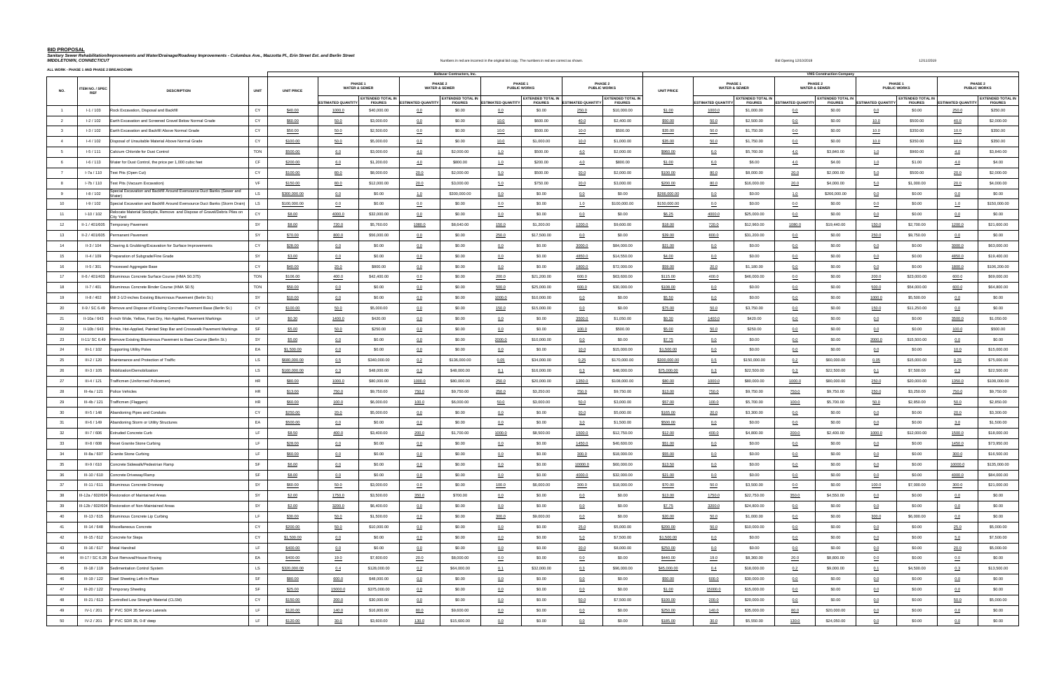# BID PROPOSAL

***Sanitary Sewer Rehabilitation/Improvements and Water/Drainage/Roadway Improvements - Columbus Ave., Mazzotta Pl., Erin Street Ext. and Berlin Street***

***MIDDLETOWN, CONNECTICUT***

Numbers in red are incorrect in the original bid copy. The numbers in red are correct as shown.

Bid Opening 12/10/2019

12/11/2019

**ALL WORK - PHASE 1 AND PHASE 2 BREAKDOWN**

| NO. | ITEM NO. / SPEC REF | DESCRIPTION | UNIT | Baltazar Contractors, Inc. UNIT PRICE | PHASE 1 WATER & SEWER ESTIMATED QUANTITY | PHASE 1 WATER & SEWER EXTENDED TOTAL IN FIGURES | PHASE 2 WATER & SEWER ESTIMATED QUANTITY | PHASE 2 WATER & SEWER EXTENDED TOTAL IN FIGURES | PHASE 1 PUBLIC WORKS ESTIMATED QUANTITY | PHASE 1 PUBLIC WORKS EXTENDED TOTAL IN FIGURES | PHASE 2 PUBLIC WORKS ESTIMATED QUANTITY | PHASE 2 PUBLIC WORKS EXTENDED TOTAL IN FIGURES | VMS Construction Company UNIT PRICE | PHASE 1 WATER & SEWER ESTIMATED QUANTITY | PHASE 1 WATER & SEWER EXTENDED TOTAL IN FIGURES | PHASE 2 WATER & SEWER ESTIMATED QUANTITY | PHASE 2 WATER & SEWER EXTENDED TOTAL IN FIGURES | PHASE 1 PUBLIC WORKS ESTIMATED QUANTITY | PHASE 1 PUBLIC WORKS EXTENDED TOTAL IN FIGURES | PHASE 2 PUBLIC WORKS ESTIMATED QUANTITY | PHASE 2 PUBLIC WORKS EXTENDED TOTAL IN FIGURES |
|---|---|---|---|---|---|---|---|---|---|---|---|---|---|---|---|---|---|---|---|---|---|
| 1 | I-1 / 103 | Rock Excavation, Disposal and Backfill | CY | $40.00 | 1000.0 | $40,000.00 | 0.0 | $0.00 | 0.0 | $0.00 | 250.0 | $10,000.00 | $1.00 | 1000.0 | $1,000.00 | 0.0 | $0.00 | 0.0 | $0.00 | 250.0 | $250.00 |
| 2 | I-2 / 102 | Earth Excavation and Screened Gravel Below Normal Grade | CY | $60.00 | 50.0 | $3,000.00 | 0.0 | $0.00 | 10.0 | $600.00 | 40.0 | $2,400.00 | $50.00 | 50.0 | $2,500.00 | 0.0 | $0.00 | 10.0 | $500.00 | 40.0 | $2,000.00 |
| 3 | I-3 / 102 | Earth Excavation and Backfill Above Normal Grade | CY | $50.00 | 50.0 | $2,500.00 | 0.0 | $0.00 | 10.0 | $500.00 | 10.0 | $500.00 | $35.00 | 50.0 | $1,750.00 | 0.0 | $0.00 | 10.0 | $350.00 | 10.0 | $350.00 |
| 4 | I-4 / 102 | Disposal of Unsuitable Material Above Normal Grade | CY | $100.00 | 50.0 | $5,000.00 | 0.0 | $0.00 | 10.0 | $1,000.00 | 10.0 | $1,000.00 | $35.00 | 50.0 | $1,750.00 | 0.0 | $0.00 | 10.0 | $350.00 | 10.0 | $350.00 |
| 5 | I-5 / 111 | Calcium Chloride for Dust Control | TON | $500.00 | 6.0 | $3,000.00 | 4.0 | $2,000.00 | 1.0 | $500.00 | 4.0 | $2,000.00 | $960.00 | 6.0 | $5,760.00 | 4.0 | $3,840.00 | 1.0 | $960.00 | 4.0 | $3,840.00 |
| 6 | I-6 / 113 | Water for Dust Control, the price per 1,000 cubic feet | CF | $200.00 | 6.0 | $1,200.00 | 4.0 | $800.00 | 1.0 | $200.00 | 4.0 | $800.00 | $1.00 | 6.0 | $6.00 | 4.0 | $4.00 | 1.0 | $1.00 | 4.0 | $4.00 |
| 7 | I-7a / 110 | Test Pits (Open Cut) | CY | $100.00 | 80.0 | $8,000.00 | 20.0 | $2,000.00 | 5.0 | $500.00 | 20.0 | $2,000.00 | $100.00 | 80.0 | $8,000.00 | 20.0 | $2,000.00 | 5.0 | $500.00 | 20.0 | $2,000.00 |
| 8 | I-7b / 110 | Test Pits (Vacuum Excavation) | VF | $150.00 | 80.0 | $12,000.00 | 20.0 | $3,000.00 | 5.0 | $750.00 | 20.0 | $3,000.00 | $200.00 | 80.0 | $16,000.00 | 20.0 | $4,000.00 | 5.0 | $1,000.00 | 20.0 | $4,000.00 |
| 9 | I-8 / 102 | Special Excavation and Backfill Around Eversource Duct Banks (Sewer and Water) | LS | $300,000.00 | 0.0 | $0.00 | 1.0 | $300,000.00 | 0.0 | $0.00 | 0.0 | $0.00 | $266,000.00 | 0.0 | $0.00 | 1.0 | $266,000.00 | 0.0 | $0.00 | 0.0 | $0.00 |
| 10 | I-9 / 102 | Special Excavation and Backfill Around Eversource Duct Banks (Storm Drain) | LS | $100,000.00 | 0.0 | $0.00 | 0.0 | $0.00 | 0.0 | $0.00 | 1.0 | $100,000.00 | $150,000.00 | 0.0 | $0.00 | 0.0 | $0.00 | 0.0 | $0.00 | 1.0 | $150,000.00 |
| 11 | I-10 / 102 | Relocate Material Stockpile, Remove and Dispose of Gravel/Debris Piles on City Yard | CY | $8.00 | 4000.0 | $32,000.00 | 0.0 | $0.00 | 0.0 | $0.00 | 0.0 | $0.00 | $6.25 | 4000.0 | $25,000.00 | 0.0 | $0.00 | 0.0 | $0.00 | 0.0 | $0.00 |
| 12 | II-1 / 401/605 | Temporary Pavement | SY | $8.00 | 720.0 | $5,760.00 | 1080.0 | $8,640.00 | 150.0 | $1,200.00 | 1200.0 | $9,600.00 | $18.00 | 720.0 | $12,960.00 | 1080.0 | $19,440.00 | 150.0 | $2,700.00 | 1200.0 | $21,600.00 |
| 13 | II-2 / 401/605 | Permanent Pavement | SY | $70.00 | 800.0 | $56,000.00 | 0.0 | $0.00 | 250.0 | $17,500.00 | 0.0 | $0.00 | $39.00 | 800.0 | $31,200.00 | 0.0 | $0.00 | 250.0 | $9,750.00 | 0.0 | $0.00 |
| 14 | II-3 / 104 | Clearing & Grubbing/Excavation for Surface Improvements | CY | $28.00 | 0.0 | $0.00 | 0.0 | $0.00 | 0.0 | $0.00 | 3000.0 | $84,000.00 | $21.00 | 0.0 | $0.00 | 0.0 | $0.00 | 0.0 | $0.00 | 3000.0 | $63,000.00 |
| 15 | II-4 / 109 | Preparation of Subgrade/Fine Grade | SY | $3.00 | 0.0 | $0.00 | 0.0 | $0.00 | 0.0 | $0.00 | 4850.0 | $14,550.00 | $4.00 | 0.0 | $0.00 | 0.0 | $0.00 | 0.0 | $0.00 | 4850.0 | $19,400.00 |
| 16 | II-5 / 301 | Processed Aggregate Base | CY | $40.00 | 20.0 | $800.00 | 0.0 | $0.00 | 0.0 | $0.00 | 1800.0 | $72,000.00 | $59.00 | 20.0 | $1,180.00 | 0.0 | $0.00 | 0.0 | $0.00 | 1800.0 | $106,200.00 |
| 17 | II-6 / 401/403 | Bituminous Concrete Surface Course (HMA S0.375) | TON | $106.00 | 400.0 | $42,400.00 | 0.0 | $0.00 | 200.0 | $21,200.00 | 600.0 | $63,600.00 | $115.00 | 400.0 | $46,000.00 | 0.0 | $0.00 | 200.0 | $23,000.00 | 600.0 | $69,000.00 |
| 18 | II-7 / 401 | Bituminous Concrete Binder Course (HMA S0.5) | TON | $50.00 | 0.0 | $0.00 | 0.0 | $0.00 | 500.0 | $25,000.00 | 600.0 | $30,000.00 | $108.00 | 0.0 | $0.00 | 0.0 | $0.00 | 500.0 | $54,000.00 | 600.0 | $64,800.00 |
| 19 | II-8 / 402 | Mill 2-1/2-inches Existing Bituminous Pavement (Berlin St.) | SY | $10.00 | 0.0 | $0.00 | 0.0 | $0.00 | 1000.0 | $10,000.00 | 0.0 | $0.00 | $5.50 | 0.0 | $0.00 | 0.0 | $0.00 | 1000.0 | $5,500.00 | 0.0 | $0.00 |
| 20 | II-9 / SC 6.49 | Remove and Dispose of Existing Concrete Pavement Base (Berlin St.) | CY | $100.00 | 50.0 | $5,000.00 | 0.0 | $0.00 | 150.0 | $15,000.00 | 0.0 | $0.00 | $75.00 | 50.0 | $3,750.00 | 0.0 | $0.00 | 150.0 | $11,250.00 | 0.0 | $0.00 |
| 21 | II-10a / 643 | 4-inch Wide, Yellow, Fast Dry, Hot-Applied, Pavement Markings | LF | $0.30 | 1400.0 | $420.00 | 0.0 | $0.00 | 0.0 | $0.00 | 3500.0 | $1,050.00 | $0.30 | 1400.0 | $420.00 | 0.0 | $0.00 | 0.0 | $0.00 | 3500.0 | $1,050.00 |
| 22 | II-10b / 643 | White, Hot-Applied, Painted Stop Bar and Crosswalk Pavement Markings | SF | $5.00 | 50.0 | $250.00 | 0.0 | $0.00 | 0.0 | $0.00 | 100.0 | $500.00 | $5.00 | 50.0 | $250.00 | 0.0 | $0.00 | 0.0 | $0.00 | 100.0 | $500.00 |
| 23 | II-11/ SC 6.49 | Remove Existing Bituminous Pavement to Base Course (Berlin St.) | SY | $5.00 | 0.0 | $0.00 | 0.0 | $0.00 | 2000.0 | $10,000.00 | 0.0 | $0.00 | $7.75 | 0.0 | $0.00 | 0.0 | $0.00 | 2000.0 | $15,500.00 | 0.0 | $0.00 |
| 24 | III-1 / 102 | Supporting Utility Poles | EA | $1,500.00 | 0.0 | $0.00 | 0.0 | $0.00 | 0.0 | $0.00 | 10.0 | $15,000.00 | $1,500.00 | 0.0 | $0.00 | 0.0 | $0.00 | 0.0 | $0.00 | 10.0 | $15,000.00 |
| 25 | III-2 / 120 | Maintenance and Protection of Traffic | LS | $680,000.00 | 0.5 | $340,000.00 | 0.2 | $136,000.00 | 0.05 | $34,000.00 | 0.25 | $170,000.00 | $300,000.00 | 0.5 | $150,000.00 | 0.2 | $60,000.00 | 0.05 | $15,000.00 | 0.25 | $75,000.00 |
| 26 | III-3 / 105 | Mobilization/Demobilization | LS | $160,000.00 | 0.3 | $48,000.00 | 0.3 | $48,000.00 | 0.1 | $16,000.00 | 0.3 | $48,000.00 | $75,000.00 | 0.3 | $22,500.00 | 0.3 | $22,500.00 | 0.1 | $7,500.00 | 0.3 | $22,500.00 |
| 27 | III-4 / 121 | Trafficmen (Uniformed Policemen) | HR | $80.00 | 1000.0 | $80,000.00 | 1000.0 | $80,000.00 | 250.0 | $20,000.00 | 1350.0 | $108,000.00 | $80.00 | 1000.0 | $80,000.00 | 1000.0 | $80,000.00 | 250.0 | $20,000.00 | 1350.0 | $108,000.00 |
| 28 | III-4a / 121 | Police Vehicles | HR | $13.00 | 750.0 | $9,750.00 | 750.0 | $9,750.00 | 250.0 | $3,250.00 | 750.0 | $9,750.00 | $13.00 | 750.0 | $9,750.00 | 750.0 | $9,750.00 | 250.0 | $3,250.00 | 750.0 | $9,750.00 |
| 29 | III-4b / 121 | Trafficmen (Flaggers) | HR | $60.00 | 100.0 | $6,000.00 | 100.0 | $6,000.00 | 50.0 | $3,000.00 | 50.0 | $3,000.00 | $57.00 | 100.0 | $5,700.00 | 100.0 | $5,700.00 | 50.0 | $2,850.00 | 50.0 | $2,850.00 |
| 30 | III-5 / 148 | Abandoning Pipes and Conduits | CY | $250.00 | 20.0 | $5,000.00 | 0.0 | $0.00 | 0.0 | $0.00 | 20.0 | $5,000.00 | $165.00 | 20.0 | $3,300.00 | 0.0 | $0.00 | 0.0 | $0.00 | 20.0 | $3,300.00 |
| 31 | III-6 / 149 | Abandoning Storm or Utility Structures | EA | $500.00 | 0.0 | $0.00 | 0.0 | $0.00 | 0.0 | $0.00 | 3.0 | $1,500.00 | $500.00 | 0.0 | $0.00 | 0.0 | $0.00 | 0.0 | $0.00 | 3.0 | $1,500.00 |
| 32 | III-7 / 606 | Extruded Concrete Curb | LF | $8.50 | 400.0 | $3,400.00 | 200.0 | $1,700.00 | 1000.0 | $8,500.00 | 1500.0 | $12,750.00 | $12.00 | 400.0 | $4,800.00 | 200.0 | $2,400.00 | 1000.0 | $12,000.00 | 1500.0 | $18,000.00 |
| 33 | III-8 / 608 | Reset Granite Stone Curbing | LF | $28.00 | 0.0 | $0.00 | 0.0 | $0.00 | 0.0 | $0.00 | 1450.0 | $40,600.00 | $51.00 | 0.0 | $0.00 | 0.0 | $0.00 | 0.0 | $0.00 | 1450.0 | $73,950.00 |
| 34 | III-8a / 607 | Granite Stone Curbing | LF | $60.00 | 0.0 | $0.00 | 0.0 | $0.00 | 0.0 | $0.00 | 300.0 | $18,000.00 | $55.00 | 0.0 | $0.00 | 0.0 | $0.00 | 0.0 | $0.00 | 300.0 | $16,500.00 |
| 35 | III-9 / 610 | Concrete Sidewalk/Pedestrian Ramp | SF | $6.00 | 0.0 | $0.00 | 0.0 | $0.00 | 0.0 | $0.00 | 10000.0 | $60,000.00 | $13.50 | 0.0 | $0.00 | 0.0 | $0.00 | 0.0 | $0.00 | 10000.0 | $135,000.00 |
| 36 | III-10 / 610 | Concrete Driveway/Ramp | SF | $8.00 | 0.0 | $0.00 | 0.0 | $0.00 | 0.0 | $0.00 | 4000.0 | $32,000.00 | $21.00 | 0.0 | $0.00 | 0.0 | $0.00 | 0.0 | $0.00 | 4000.0 | $84,000.00 |
| 37 | III-11 / 611 | Bituminous Concrete Driveway | SY | $60.00 | 50.0 | $3,000.00 | 0.0 | $0.00 | 100.0 | $6,000.00 | 300.0 | $18,000.00 | $70.00 | 50.0 | $3,500.00 | 0.0 | $0.00 | 100.0 | $7,000.00 | 300.0 | $21,000.00 |
| 38 | III-12a / 602/604 | Restoration of Maintained Areas | SY | $2.00 | 1750.0 | $3,500.00 | 350.0 | $700.00 | 0.0 | $0.00 | 0.0 | $0.00 | $13.00 | 1750.0 | $22,750.00 | 350.0 | $4,550.00 | 0.0 | $0.00 | 0.0 | $0.00 |
| 39 | III-12b / 602/604 | Restoration of Non-Maintained Areas | SY | $2.00 | 3200.0 | $6,400.00 | 0.0 | $0.00 | 0.0 | $0.00 | 0.0 | $0.00 | $7.75 | 3200.0 | $24,800.00 | 0.0 | $0.00 | 0.0 | $0.00 | 0.0 | $0.00 |
| 40 | III-13 / 615 | Bituminous Concrete Lip Curbing | LF | $30.00 | 50.0 | $1,500.00 | 0.0 | $0.00 | 300.0 | $9,000.00 | 0.0 | $0.00 | $20.00 | 50.0 | $1,000.00 | 0.0 | $0.00 | 300.0 | $6,000.00 | 0.0 | $0.00 |
| 41 | III-14 / 648 | Miscellaneous Concrete | CY | $200.00 | 50.0 | $10,000.00 | 0.0 | $0.00 | 0.0 | $0.00 | 25.0 | $5,000.00 | $200.00 | 50.0 | $10,000.00 | 0.0 | $0.00 | 0.0 | $0.00 | 25.0 | $5,000.00 |
| 42 | III-15 / 612 | Concrete for Steps | CY | $1,500.00 | 0.0 | $0.00 | 0.0 | $0.00 | 0.0 | $0.00 | 5.0 | $7,500.00 | $1,500.00 | 0.0 | $0.00 | 0.0 | $0.00 | 0.0 | $0.00 | 5.0 | $7,500.00 |
| 43 | III-16 / 617 | Metal Handrail | LF | $400.00 | 0.0 | $0.00 | 0.0 | $0.00 | 0.0 | $0.00 | 20.0 | $8,000.00 | $250.00 | 0.0 | $0.00 | 0.0 | $0.00 | 0.0 | $0.00 | 20.0 | $5,000.00 |
| 44 | III-17 / SC 6.28 | Dust Removal/House Rinsing | EA | $400.00 | 19.0 | $7,600.00 | 20.0 | $8,000.00 | 0.0 | $0.00 | 0.0 | $0.00 | $440.00 | 19.0 | $8,360.00 | 20.0 | $8,800.00 | 0.0 | $0.00 | 0.0 | $0.00 |
| 45 | III-18 / 119 | Sedimentation Control System | LS | $320,000.00 | 0.4 | $128,000.00 | 0.2 | $64,000.00 | 0.1 | $32,000.00 | 0.3 | $96,000.00 | $45,000.00 | 0.4 | $18,000.00 | 0.2 | $9,000.00 | 0.1 | $4,500.00 | 0.3 | $13,500.00 |
| 46 | III-19 / 122 | Steel Sheeting Left-In-Place | SF | $80.00 | 600.0 | $48,000.00 | 0.0 | $0.00 | 0.0 | $0.00 | 0.0 | $0.00 | $50.00 | 600.0 | $30,000.00 | 0.0 | $0.00 | 0.0 | $0.00 | 0.0 | $0.00 |
| 47 | III-20 / 122 | Temporary Sheeting | SF | $25.00 | 15000.0 | $375,000.00 | 0.0 | $0.00 | 0.0 | $0.00 | 0.0 | $0.00 | $1.00 | 15000.0 | $15,000.00 | 0.0 | $0.00 | 0.0 | $0.00 | 0.0 | $0.00 |
| 48 | III-21 / 613 | Controlled Low Strength Material (CLSM) | CY | $150.00 | 200.0 | $30,000.00 | 0.0 | $0.00 | 0.0 | $0.00 | 50.0 | $7,500.00 | $100.00 | 200.0 | $20,000.00 | 0.0 | $0.00 | 0.0 | $0.00 | 50.0 | $5,000.00 |
| 49 | IV-1 / 201 | 6" PVC SDR 35 Service Laterals | LF | $120.00 | 140.0 | $16,800.00 | 80.0 | $9,600.00 | 0.0 | $0.00 | 0.0 | $0.00 | $250.00 | 140.0 | $35,000.00 | 80.0 | $20,000.00 | 0.0 | $0.00 | 0.0 | $0.00 |
| 50 | IV-2 / 201 | 8" PVC SDR 35, 0-8' deep | LF | $120.00 | 30.0 | $3,600.00 | 130.0 | $15,600.00 | 0.0 | $0.00 | 0.0 | $0.00 | $185.00 | 30.0 | $5,550.00 | 130.0 | $24,050.00 | 0.0 | $0.00 | 0.0 | $0.00 |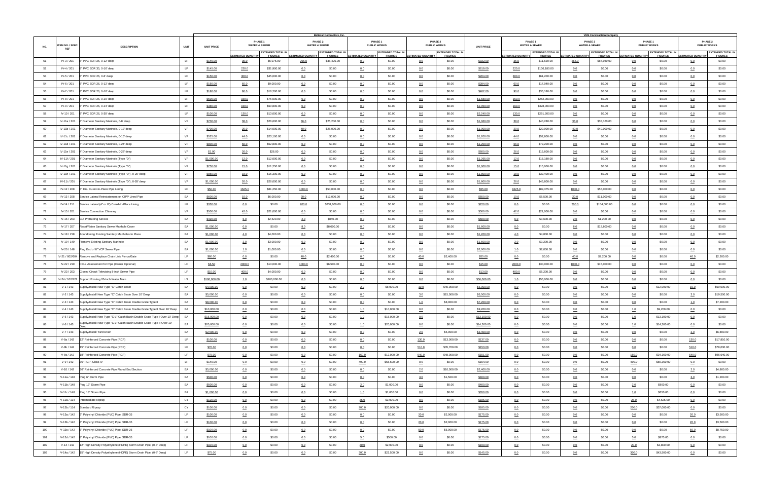| NO. | ITEM NO. / SPEC REF | DESCRIPTION | UNIT | Baltazar Contractors, Inc. | | | | | | | | | | | | | VMS Construction Company | | | | | | | | | | | | |
|---|---|---|---|---|---|---|---|---|---|---|---|---|---|---|---|---|---|---|---|---|---|---|---|---|---|---|---|---|---|
| | | | | UNIT PRICE | PHASE 1 WATER & SEWER | | PHASE 2 WATER & SEWER | | PHASE 1 PUBLIC WORKS | | PHASE 2 PUBLIC WORKS | | UNIT PRICE | PHASE 1 WATER & SEWER | | PHASE 2 WATER & SEWER | | PHASE 1 PUBLIC WORKS | | PHASE 2 PUBLIC WORKS | | | | | | | | | |
| | | | | | ESTIMATED QUANTITY | EXTENDED TOTAL IN FIGURES | ESTIMATED QUANTITY | EXTENDED TOTAL IN FIGURES | ESTIMATED QUANTITY | EXTENDED TOTAL IN FIGURES | ESTIMATED QUANTITY | EXTENDED TOTAL IN FIGURES | | ESTIMATED QUANTITY | EXTENDED TOTAL IN FIGURES | ESTIMATED QUANTITY | EXTENDED TOTAL IN FIGURES | ESTIMATED QUANTITY | EXTENDED TOTAL IN FIGURES | ESTIMATED QUANTITY | EXTENDED TOTAL IN FIGURES | | | | | | | | |
| 51 | IV-3 / 201 | 8" PVC SDR 35, 0-12' deep | LF | $145.00 | 35.0 | $5,075.00 | 265.0 | $38,425.00 | 0.0 | $0.00 | 0.0 | $0.00 | $332.00 | 35.0 | $11,620.00 | 265.0 | $87,980.00 | 0.0 | $0.00 | 0.0 | $0.00 | | | | | | | | |
| 52 | IV-4 / 201 | 8" PVC SDR 35, 0-16' deep | LF | $145.00 | 220.0 | $31,900.00 | 0.0 | $0.00 | 0.0 | $0.00 | 0.0 | $0.00 | $619.00 | 220.0 | $136,180.00 | 0.0 | $0.00 | 0.0 | $0.00 | 0.0 | $0.00 | | | | | | | | |
| 53 | IV-5 / 201 | 8" PVC SDR 26, 0-8' deep | LF | $150.00 | 300.0 | $45,000.00 | 0.0 | $0.00 | 0.0 | $0.00 | 0.0 | $0.00 | $204.00 | 300.0 | $61,200.00 | 0.0 | $0.00 | 0.0 | $0.00 | 0.0 | $0.00 | | | | | | | | |
| 54 | IV-6 / 201 | 8" PVC SDR 26, 0-12' deep | LF | $150.00 | 60.0 | $9,000.00 | 0.0 | $0.00 | 0.0 | $0.00 | 0.0 | $0.00 | $284.00 | 60.0 | $17,040.00 | 0.0 | $0.00 | 0.0 | $0.00 | 0.0 | $0.00 | | | | | | | | |
| 55 | IV-7 / 201 | 8" PVC SDR 26, 0-16' deep | LF | $180.00 | 90.0 | $16,200.00 | 0.0 | $0.00 | 0.0 | $0.00 | 0.0 | $0.00 | $402.00 | 90.0 | $36,180.00 | 0.0 | $0.00 | 0.0 | $0.00 | 0.0 | $0.00 | | | | | | | | |
| 56 | IV-8 / 201 | 8" PVC SDR 26, 0-20' deep | LF | $500.00 | 150.0 | $75,000.00 | 0.0 | $0.00 | 0.0 | $0.00 | 0.0 | $0.00 | $1,680.00 | 150.0 | $252,000.00 | 0.0 | $0.00 | 0.0 | $0.00 | 0.0 | $0.00 | | | | | | | | |
| 57 | IV-9 / 201 | 8" PVC SDR 26, 0-24' deep | LF | $380.00 | 160.0 | $60,800.00 | 0.0 | $0.00 | 0.0 | $0.00 | 0.0 | $0.00 | $2,050.00 | 160.0 | $328,000.00 | 0.0 | $0.00 | 0.0 | $0.00 | 0.0 | $0.00 | | | | | | | | |
| 58 | IV-10 / 201 | 8" PVC SDR 26, 0-30' deep | LF | $100.00 | 130.0 | $13,000.00 | 0.0 | $0.00 | 0.0 | $0.00 | 0.0 | $0.00 | $2,240.00 | 130.0 | $291,200.00 | 0.0 | $0.00 | 0.0 | $0.00 | 0.0 | $0.00 | | | | | | | | |
| 59 | IV-11a / 201 | 4' Diameter Sanitary Manhole, 0-8' deep | VF | $700.00 | 38.0 | $26,600.00 | 36.0 | $25,200.00 | 0.0 | $0.00 | 0.0 | $0.00 | $1,060.00 | 38.0 | $40,280.00 | 36.0 | $38,160.00 | 0.0 | $0.00 | 0.0 | $0.00 | | | | | | | | |
| 60 | IV-11b / 201 | 4' Diameter Sanitary Manhole, 0-12' deep | VF | $700.00 | 20.0 | $14,000.00 | 40.0 | $28,000.00 | 0.0 | $0.00 | 0.0 | $0.00 | $1,000.00 | 20.0 | $20,000.00 | 40.0 | $40,000.00 | 0.0 | $0.00 | 0.0 | $0.00 | | | | | | | | |
| 61 | IV-11c / 201 | 4' Diameter Sanitary Manhole, 0-16' deep | VF | $525.00 | 44.0 | $23,100.00 | 0.0 | $0.00 | 0.0 | $0.00 | 0.0 | $0.00 | $1,200.00 | 44.0 | $52,800.00 | 0.0 | $0.00 | 0.0 | $0.00 | 0.0 | $0.00 | | | | | | | | |
| 62 | IV-11d / 201 | 4' Diameter Sanitary Manhole, 0-24' deep | VF | $800.00 | 66.0 | $52,800.00 | 0.0 | $0.00 | 0.0 | $0.00 | 0.0 | $0.00 | $1,200.00 | 66.0 | $79,200.00 | 0.0 | $0.00 | 0.0 | $0.00 | 0.0 | $0.00 | | | | | | | | |
| 63 | IV-11e / 201 | 4' Diameter Sanitary Manhole, 0-28' deep | VF | $1.00 | 26.0 | $26.00 | 0.0 | $0.00 | 0.0 | $0.00 | 0.0 | $0.00 | $600.00 | 26.0 | $15,600.00 | 0.0 | $0.00 | 0.0 | $0.00 | 0.0 | $0.00 | | | | | | | | |
| 64 | IV-11f / 201 | 4' Diameter Sanitary Manhole (Type "D") | VF | $1,000.00 | 12.0 | $12,000.00 | 0.0 | $0.00 | 0.0 | $0.00 | 0.0 | $0.00 | $1,265.00 | 12.0 | $15,180.00 | 0.0 | $0.00 | 0.0 | $0.00 | 0.0 | $0.00 | | | | | | | | |
| 65 | IV-11g / 201 | 4' Diameter Sanitary Manhole (Type "D") | VF | $750.00 | 15.0 | $11,250.00 | 0.0 | $0.00 | 0.0 | $0.00 | 0.0 | $0.00 | $1,000.00 | 15.0 | $15,000.00 | 0.0 | $0.00 | 0.0 | $0.00 | 0.0 | $0.00 | | | | | | | | |
| 66 | IV-11h / 201 | 4' Diameter Sanitary Manhole (Type "D"), 0-20' deep | VF | $850.00 | 18.0 | $15,300.00 | 0.0 | $0.00 | 0.0 | $0.00 | 0.0 | $0.00 | $1,800.00 | 18.0 | $32,400.00 | 0.0 | $0.00 | 0.0 | $0.00 | 0.0 | $0.00 | | | | | | | | |
| 67 | IV-11i / 201 | 4' Diameter Sanitary Manhole (Type "D"), 0-28' deep | VF | $1,000.00 | 26.0 | $26,000.00 | 0.0 | $0.00 | 0.0 | $0.00 | 0.0 | $0.00 | $1,800.00 | 26.0 | $46,800.00 | 0.0 | $0.00 | 0.0 | $0.00 | 0.0 | $0.00 | | | | | | | | |
| 68 | IV-12 / 208 | 8" Dia. Cured-In-Place Pipe Lining | LF | $50.00 | 1625.0 | $81,250.00 | 1000.0 | $50,000.00 | 0.0 | $0.00 | 0.0 | $0.00 | $55.00 | 1625.0 | $89,375.00 | 1000.0 | $55,000.00 | 0.0 | $0.00 | 0.0 | $0.00 | | | | | | | | |
| 69 | IV-13 / 208 | Service Lateral Reinstatement on CIPP Lined Pipe | EA | $600.00 | 10.0 | $6,000.00 | 20.0 | $12,000.00 | 0.0 | $0.00 | 0.0 | $0.00 | $550.00 | 10.0 | $5,500.00 | 20.0 | $11,000.00 | 0.0 | $0.00 | 0.0 | $0.00 | | | | | | | | |
| 70 | IV-14 / 211 | Service Lateral (4" or 6") Cured-In-Place Lining | LF | $330.00 | 0.0 | $0.00 | 700.0 | $231,000.00 | 0.0 | $0.00 | 0.0 | $0.00 | $220.00 | 0.0 | $0.00 | 700.0 | $154,000.00 | 0.0 | $0.00 | 0.0 | $0.00 | | | | | | | | |
| 71 | IV-15 / 201 | Service Connection Chimney | VF | $500.00 | 42.0 | $21,000.00 | 0.0 | $0.00 | 0.0 | $0.00 | 0.0 | $0.00 | $500.00 | 42.0 | $21,000.00 | 0.0 | $0.00 | 0.0 | $0.00 | 0.0 | $0.00 | | | | | | | | |
| 72 | IV-16 / 203 | Cut Protruding Service | EA | $420.00 | 6.0 | $2,520.00 | 2.0 | $840.00 | 0.0 | $0.00 | 0.0 | $0.00 | $600.00 | 6.0 | $3,600.00 | 2.0 | $1,200.00 | 0.0 | $0.00 | 0.0 | $0.00 | | | | | | | | |
| 73 | IV-17 / 207 | Reset/Raise Sanitary Sewer Manhole Cover | EA | $1,000.00 | 0.0 | $0.00 | 8.0 | $8,000.00 | 0.0 | $0.00 | 0.0 | $0.00 | $1,600.00 | 0.0 | $0.00 | 8.0 | $12,800.00 | 0.0 | $0.00 | 0.0 | $0.00 | | | | | | | | |
| 74 | IV-18 / 218 | Abandoning Existing Sanitary Manholes In Place | EA | $1,000.00 | 4.0 | $4,000.00 | 0.0 | $0.00 | 0.0 | $0.00 | 0.0 | $0.00 | $1,200.00 | 4.0 | $4,800.00 | 0.0 | $0.00 | 0.0 | $0.00 | 0.0 | $0.00 | | | | | | | | |
| 75 | IV-19 / 149 | Remove Existing Sanitary Manhole | EA | $1,500.00 | 2.0 | $3,000.00 | 0.0 | $0.00 | 0.0 | $0.00 | 0.0 | $0.00 | $1,600.00 | 2.0 | $3,200.00 | 0.0 | $0.00 | 0.0 | $0.00 | 0.0 | $0.00 | | | | | | | | |
| 76 | IV-20 / 148 | Plug End of 8" VCP Sewer Pipe | EA | $1,000.00 | 1.0 | $1,000.00 | 0.0 | $0.00 | 0.0 | $0.00 | 0.0 | $0.00 | $2,000.00 | 1.0 | $2,000.00 | 0.0 | $0.00 | 0.0 | $0.00 | 0.0 | $0.00 | | | | | | | | |
| 77 | IV-21 / 602/604 | Remove and Replace Chain Link Fence/Gate | LF | $60.00 | 0.0 | $0.00 | 40.0 | $2,400.00 | 0.0 | $0.00 | 40.0 | $2,400.00 | $55.00 | 0.0 | $0.00 | 40.0 | $2,200.00 | 0.0 | $0.00 | 40.0 | $2,200.00 | | | | | | | | |
| 78 | IV-22 / 210 | FELL Assessment for Pipe (Owner Optional) | LF | $6.50 | 2000.0 | $13,000.00 | 1000.0 | $6,500.00 | 0.0 | $0.00 | 0.0 | $0.00 | $15.00 | 2000.0 | $30,000.00 | 1000.0 | $15,000.00 | 0.0 | $0.00 | 0.0 | $0.00 | | | | | | | | |
| 79 | IV-23 / 203 | Closed Circuit Televising 8-inch Sewer Pipe | LF | $10.00 | 400.0 | $4,000.00 | 0.0 | $0.00 | 0.0 | $0.00 | 0.0 | $0.00 | $13.00 | 400.0 | $5,200.00 | 0.0 | $0.00 | 0.0 | $0.00 | 0.0 | $0.00 | | | | | | | | |
| 80 | IV-24 / 102/122 | Support Existing 20-Inch Water Main | LS | $100,000.00 | 1.0 | $100,000.00 | 0.0 | $0.00 | 0.0 | $0.00 | 0.0 | $0.00 | $56,000.00 | 1.0 | $56,000.00 | 0.0 | $0.00 | 0.0 | $0.00 | 0.0 | $0.00 | | | | | | | | |
| 81 | V-1 / 143 | Supply/Install New Type "C" Catch Basin | EA | $4,000.00 | 0.0 | $0.00 | 0.0 | $0.00 | 2.0 | $8,000.00 | 10.0 | $40,000.00 | $6,000.00 | 0.0 | $0.00 | 0.0 | $0.00 | 2.0 | $12,000.00 | 10.0 | $60,000.00 | | | | | | | | |
| 82 | V-2 / 143 | Supply/Install New Type "C" Catch Basin Over 10' Deep | EA | $5,000.00 | 0.0 | $0.00 | 0.0 | $0.00 | 0.0 | $0.00 | 3.0 | $15,000.00 | $6,500.00 | 0.0 | $0.00 | 0.0 | $0.00 | 0.0 | $0.00 | 3.0 | $19,500.00 | | | | | | | | |
| 83 | V-3 / 143 | Supply/Install New Type "C" Catch Basin Double Grate Type II | EA | $8,000.00 | 0.0 | $0.00 | 0.0 | $0.00 | 0.0 | $0.00 | 1.0 | $8,000.00 | $7,200.00 | 0.0 | $0.00 | 0.0 | $0.00 | 0.0 | $0.00 | 1.0 | $7,200.00 | | | | | | | | |
| 84 | V-4 / 143 | Supply/Install New Type "C" Catch Basin Double Grate Type II Over 10' Deep | EA | $10,000.00 | 0.0 | $0.00 | 0.0 | $0.00 | 1.0 | $10,000.00 | 0.0 | $0.00 | $9,200.00 | 0.0 | $0.00 | 0.0 | $0.00 | 1.0 | $9,200.00 | 0.0 | $0.00 | | | | | | | | |
| 85 | V-5 / 143 | Supply/Install New Type "C-L" Catch Basin Double Grate Type I Over 10' Deep | EA | $15,000.00 | 0.0 | $0.00 | 0.0 | $0.00 | 1.0 | $15,000.00 | 0.0 | $0.00 | $13,100.00 | 0.0 | $0.00 | 0.0 | $0.00 | 1.0 | $13,100.00 | 0.0 | $0.00 | | | | | | | | |
| 86 | V-6 / 143 | Supply/Install New Type "C-L" Catch Basin Double Grate Type II Over 10' Deep | EA | $20,000.00 | 0.0 | $0.00 | 0.0 | $0.00 | 1.0 | $20,000.00 | 0.0 | $0.00 | $14,300.00 | 0.0 | $0.00 | 0.0 | $0.00 | 1.0 | $14,300.00 | 0.0 | $0.00 | | | | | | | | |
| 87 | V-7 / 143 | Supply/Install Yard Drain | EA | $2,500.00 | 0.0 | $0.00 | 0.0 | $0.00 | 0.0 | $0.00 | 2.0 | $5,000.00 | $3,400.00 | 0.0 | $0.00 | 0.0 | $0.00 | 0.0 | $0.00 | 2.0 | $6,800.00 | | | | | | | | |
| 88 | V-8a / 142 | 12" Reinforced Concrete Pipe (RCP) | LF | $100.00 | 0.0 | $0.00 | 0.0 | $0.00 | 0.0 | $0.00 | 130.0 | $13,000.00 | $137.00 | 0.0 | $0.00 | 0.0 | $0.00 | 0.0 | $0.00 | 130.0 | $17,810.00 | | | | | | | | |
| 89 | V-8b / 142 | 15" Reinforced Concrete Pipe (RCP) | LF | $70.00 | 0.0 | $0.00 | 0.0 | $0.00 | 0.0 | $0.00 | 510.0 | $35,700.00 | $153.00 | 0.0 | $0.00 | 0.0 | $0.00 | 0.0 | $0.00 | 510.0 | $78,030.00 | | | | | | | | |
| 90 | V-8c / 142 | 18" Reinforced Concrete Pipe (RCP) | LF | $75.00 | 0.0 | $0.00 | 0.0 | $0.00 | 160.0 | $12,000.00 | 640.0 | $48,000.00 | $151.00 | 0.0 | $0.00 | 0.0 | $0.00 | 160.0 | $24,160.00 | 640.0 | $96,640.00 | | | | | | | | |
| 91 | V-9 / 142 | 36" RCP, Class IV | LF | $140.00 | 0.0 | $0.00 | 0.0 | $0.00 | 490.0 | $68,600.00 | 0.0 | $0.00 | $164.00 | 0.0 | $0.00 | 0.0 | $0.00 | 490.0 | $80,360.00 | 0.0 | $0.00 | | | | | | | | |
| 92 | V-10 / 142 | 36" Reinforced Concrete Pipe Flared End Section | EA | $5,000.00 | 0.0 | $0.00 | 0.0 | $0.00 | 0.0 | $0.00 | 2.0 | $10,000.00 | $2,400.00 | 0.0 | $0.00 | 0.0 | $0.00 | 0.0 | $0.00 | 2.0 | $4,800.00 | | | | | | | | |
| 93 | V-11a / 148 | Plug 6" Storm Pipe | EA | $500.00 | 0.0 | $0.00 | 0.0 | $0.00 | 0.0 | $0.00 | 3.0 | $1,500.00 | $400.00 | 0.0 | $0.00 | 0.0 | $0.00 | 0.0 | $0.00 | 3.0 | $1,200.00 | | | | | | | | |
| 94 | V-11b / 148 | Plug 12" Storm Pipe | EA | $500.00 | 0.0 | $0.00 | 0.0 | $0.00 | 2.0 | $1,000.00 | 0.0 | $0.00 | $400.00 | 0.0 | $0.00 | 0.0 | $0.00 | 2.0 | $800.00 | 0.0 | $0.00 | | | | | | | | |
| 95 | V-11c / 148 | Plug 18" Storm Pipe | EA | $1,000.00 | 0.0 | $0.00 | 0.0 | $0.00 | 1.0 | $1,000.00 | 0.0 | $0.00 | $650.00 | 0.0 | $0.00 | 0.0 | $0.00 | 1.0 | $650.00 | 0.0 | $0.00 | | | | | | | | |
| 96 | V-12a / 114 | Intermediate Riprap | CY | $120.00 | 0.0 | $0.00 | 0.0 | $0.00 | 25.0 | $3,000.00 | 0.0 | $0.00 | $185.00 | 0.0 | $0.00 | 0.0 | $0.00 | 25.0 | $4,625.00 | 0.0 | $0.00 | | | | | | | | |
| 97 | V-12b / 114 | Standard Riprap | CY | $100.00 | 0.0 | $0.00 | 0.0 | $0.00 | 200.0 | $20,000.00 | 0.0 | $0.00 | $185.00 | 0.0 | $0.00 | 0.0 | $0.00 | 200.0 | $37,000.00 | 0.0 | $0.00 | | | | | | | | |
| 98 | V-13a / 142 | 3" Polyvinyl Chloride (PVC) Pipe, SDR-35 | LF | $100.00 | 0.0 | $0.00 | 0.0 | $0.00 | 0.0 | $0.00 | 20.0 | $2,000.00 | $175.00 | 0.0 | $0.00 | 0.0 | $0.00 | 0.0 | $0.00 | 20.0 | $3,500.00 | | | | | | | | |
| 99 | V-13b / 142 | 4" Polyvinyl Chloride (PVC) Pipe, SDR-35 | LF | $100.00 | 0.0 | $0.00 | 0.0 | $0.00 | 0.0 | $0.00 | 20.0 | $2,000.00 | $175.00 | 0.0 | $0.00 | 0.0 | $0.00 | 0.0 | $0.00 | 20.0 | $3,500.00 | | | | | | | | |
| 100 | V-13c / 142 | 6" Polyvinyl Chloride (PVC) Pipe, SDR-26 | LF | $100.00 | 0.0 | $0.00 | 0.0 | $0.00 | 0.0 | $0.00 | 50.0 | $5,000.00 | $175.00 | 0.0 | $0.00 | 0.0 | $0.00 | 0.0 | $0.00 | 50.0 | $8,750.00 | | | | | | | | |
| 101 | V-13d / 142 | 6" Polyvinyl Chloride (PVC) Pipe, SDR-35 | LF | $100.00 | 0.0 | $0.00 | 0.0 | $0.00 | 5.0 | $500.00 | 0.0 | $0.00 | $175.00 | 0.0 | $0.00 | 0.0 | $0.00 | 5.0 | $875.00 | 0.0 | $0.00 | | | | | | | | |
| 102 | V-14 / 142 | 12" High Density Polyethylene (HDPE) Storm Drain Pipe, (0-8' Deep) | LF | $100.00 | 0.0 | $0.00 | 0.0 | $0.00 | 20.0 | $2,000.00 | 0.0 | $0.00 | $190.00 | 0.0 | $0.00 | 0.0 | $0.00 | 20.0 | $3,800.00 | 0.0 | $0.00 | | | | | | | | |
| 103 | V-14a / 142 | 15" High Density Polyethylene (HDPE) Storm Drain Pipe, (0-8' Deep) | LF | $75.00 | 0.0 | $0.00 | 0.0 | $0.00 | 300.0 | $22,500.00 | 0.0 | $0.00 | $145.00 | 0.0 | $0.00 | 0.0 | $0.00 | 300.0 | $43,500.00 | 0.0 | $0.00 | | | | | | | | |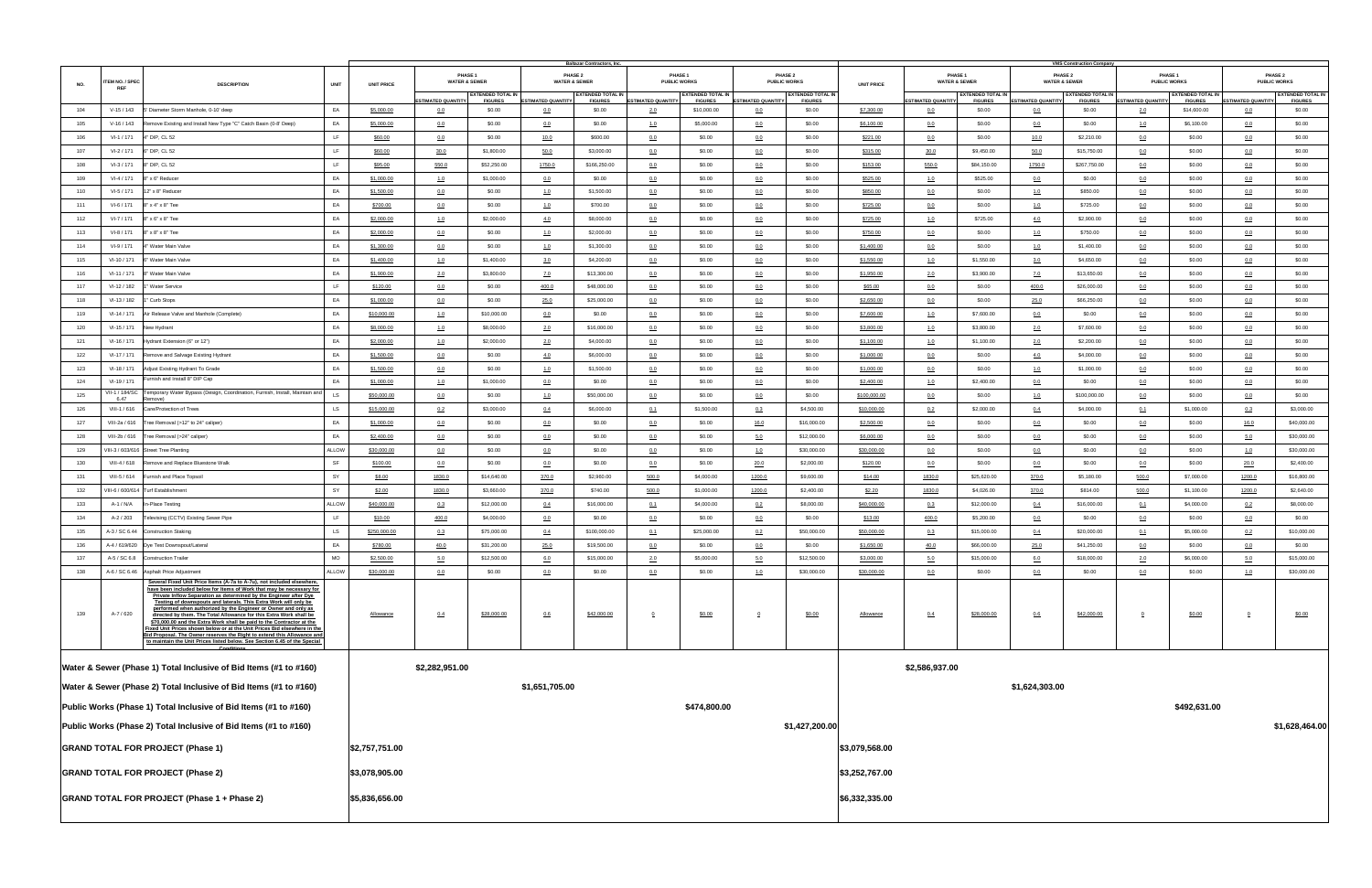| NO. | ITEM NO. / SPEC REF | DESCRIPTION | UNIT | Baltazar Contractors, Inc. | | | | | | | | | | | | VMS Construction Company | | | | | | | | |
|---|---|---|---|---|---|---|---|---|---|---|---|---|---|---|---|---|---|---|---|---|---|---|---|---|
| | | | | UNIT PRICE | PHASE 1 WATER & SEWER | | PHASE 2 WATER & SEWER | | PHASE 1 PUBLIC WORKS | | PHASE 2 PUBLIC WORKS | | UNIT PRICE | PHASE 1 WATER & SEWER | | PHASE 2 WATER & SEWER | | PHASE 1 PUBLIC WORKS | | PHASE 2 PUBLIC WORKS | |
| | | | | | ESTIMATED QUANTITY | EXTENDED TOTAL IN FIGURES | ESTIMATED QUANTITY | EXTENDED TOTAL IN FIGURES | ESTIMATED QUANTITY | EXTENDED TOTAL IN FIGURES | ESTIMATED QUANTITY | EXTENDED TOTAL IN FIGURES | | ESTIMATED QUANTITY | EXTENDED TOTAL IN FIGURES | ESTIMATED QUANTITY | EXTENDED TOTAL IN FIGURES | ESTIMATED QUANTITY | EXTENDED TOTAL IN FIGURES | ESTIMATED QUANTITY | EXTENDED TOTAL IN FIGURES |
| 104 | V-15 / 143 | 5' Diameter Storm Manhole, 0-10' deep | EA | $5,000.00 | 0.0 | $0.00 | 0.0 | $0.00 | 2.0 | $10,000.00 | 0.0 | $0.00 | $7,300.00 | 0.0 | $0.00 | 0.0 | $0.00 | 2.0 | $14,600.00 | 0.0 | $0.00 |
| 105 | V-16 / 143 | Remove Existing and Install New Type "C" Catch Basin (0-8' Deep) | EA | $5,000.00 | 0.0 | $0.00 | 0.0 | $0.00 | 1.0 | $5,000.00 | 0.0 | $0.00 | $6,100.00 | 0.0 | $0.00 | 0.0 | $0.00 | 1.0 | $6,100.00 | 0.0 | $0.00 |
| 106 | VI-1 / 171 | 4" DIP, CL 52 | LF | $60.00 | 0.0 | $0.00 | 10.0 | $600.00 | 0.0 | $0.00 | 0.0 | $0.00 | $221.00 | 0.0 | $0.00 | 10.0 | $2,210.00 | 0.0 | $0.00 | 0.0 | $0.00 |
| 107 | VI-2 / 171 | 6" DIP, CL 52 | LF | $60.00 | 30.0 | $1,800.00 | 50.0 | $3,000.00 | 0.0 | $0.00 | 0.0 | $0.00 | $315.00 | 30.0 | $9,450.00 | 50.0 | $15,750.00 | 0.0 | $0.00 | 0.0 | $0.00 |
| 108 | VI-3 / 171 | 8" DIP, CL 52 | LF | $95.00 | 550.0 | $52,250.00 | 1750.0 | $166,250.00 | 0.0 | $0.00 | 0.0 | $0.00 | $153.00 | 550.0 | $84,150.00 | 1750.0 | $267,750.00 | 0.0 | $0.00 | 0.0 | $0.00 |
| 109 | VI-4 / 171 | 8" x 6" Reducer | EA | $1,000.00 | 1.0 | $1,000.00 | 0.0 | $0.00 | 0.0 | $0.00 | 0.0 | $0.00 | $525.00 | 1.0 | $525.00 | 0.0 | $0.00 | 0.0 | $0.00 | 0.0 | $0.00 |
| 110 | VI-5 / 171 | 12" x 8" Reducer | EA | $1,500.00 | 0.0 | $0.00 | 1.0 | $1,500.00 | 0.0 | $0.00 | 0.0 | $0.00 | $850.00 | 0.0 | $0.00 | 1.0 | $850.00 | 0.0 | $0.00 | 0.0 | $0.00 |
| 111 | VI-6 / 171 | 8" x 4" x 8" Tee | EA | $700.00 | 0.0 | $0.00 | 1.0 | $700.00 | 0.0 | $0.00 | 0.0 | $0.00 | $725.00 | 0.0 | $0.00 | 1.0 | $725.00 | 0.0 | $0.00 | 0.0 | $0.00 |
| 112 | VI-7 / 171 | 8" x 6" x 8" Tee | EA | $2,000.00 | 1.0 | $2,000.00 | 4.0 | $8,000.00 | 0.0 | $0.00 | 0.0 | $0.00 | $725.00 | 1.0 | $725.00 | 4.0 | $2,900.00 | 0.0 | $0.00 | 0.0 | $0.00 |
| 113 | VI-8 / 171 | 8" x 8" x 8" Tee | EA | $2,000.00 | 0.0 | $0.00 | 1.0 | $2,000.00 | 0.0 | $0.00 | 0.0 | $0.00 | $750.00 | 0.0 | $0.00 | 1.0 | $750.00 | 0.0 | $0.00 | 0.0 | $0.00 |
| 114 | VI-9 / 171 | 4" Water Main Valve | EA | $1,300.00 | 0.0 | $0.00 | 1.0 | $1,300.00 | 0.0 | $0.00 | 0.0 | $0.00 | $1,400.00 | 0.0 | $0.00 | 1.0 | $1,400.00 | 0.0 | $0.00 | 0.0 | $0.00 |
| 115 | VI-10 / 171 | 6" Water Main Valve | EA | $1,400.00 | 1.0 | $1,400.00 | 3.0 | $4,200.00 | 0.0 | $0.00 | 0.0 | $0.00 | $1,550.00 | 1.0 | $1,550.00 | 3.0 | $4,650.00 | 0.0 | $0.00 | 0.0 | $0.00 |
| 116 | VI-11 / 171 | 8" Water Main Valve | EA | $1,900.00 | 2.0 | $3,800.00 | 7.0 | $13,300.00 | 0.0 | $0.00 | 0.0 | $0.00 | $1,950.00 | 2.0 | $3,900.00 | 7.0 | $13,650.00 | 0.0 | $0.00 | 0.0 | $0.00 |
| 117 | VI-12 / 182 | 1" Water Service | LF | $120.00 | 0.0 | $0.00 | 400.0 | $48,000.00 | 0.0 | $0.00 | 0.0 | $0.00 | $65.00 | 0.0 | $0.00 | 400.0 | $26,000.00 | 0.0 | $0.00 | 0.0 | $0.00 |
| 118 | VI-13 / 182 | 1" Curb Stops | EA | $1,000.00 | 0.0 | $0.00 | 25.0 | $25,000.00 | 0.0 | $0.00 | 0.0 | $0.00 | $2,650.00 | 0.0 | $0.00 | 25.0 | $66,250.00 | 0.0 | $0.00 | 0.0 | $0.00 |
| 119 | VI-14 / 171 | Air Release Valve and Manhole (Complete) | EA | $10,000.00 | 1.0 | $10,000.00 | 0.0 | $0.00 | 0.0 | $0.00 | 0.0 | $0.00 | $7,600.00 | 1.0 | $7,600.00 | 0.0 | $0.00 | 0.0 | $0.00 | 0.0 | $0.00 |
| 120 | VI-15 / 171 | New Hydrant | EA | $8,000.00 | 1.0 | $8,000.00 | 2.0 | $16,000.00 | 0.0 | $0.00 | 0.0 | $0.00 | $3,800.00 | 1.0 | $3,800.00 | 2.0 | $7,600.00 | 0.0 | $0.00 | 0.0 | $0.00 |
| 121 | VI-16 / 171 | Hydrant Extension (6" or 12") | EA | $2,000.00 | 1.0 | $2,000.00 | 2.0 | $4,000.00 | 0.0 | $0.00 | 0.0 | $0.00 | $1,100.00 | 1.0 | $1,100.00 | 2.0 | $2,200.00 | 0.0 | $0.00 | 0.0 | $0.00 |
| 122 | VI-17 / 171 | Remove and Salvage Existing Hydrant | EA | $1,500.00 | 0.0 | $0.00 | 4.0 | $6,000.00 | 0.0 | $0.00 | 0.0 | $0.00 | $1,000.00 | 0.0 | $0.00 | 4.0 | $4,000.00 | 0.0 | $0.00 | 0.0 | $0.00 |
| 123 | VI-18 / 171 | Adjust Existing Hydrant To Grade | EA | $1,500.00 | 0.0 | $0.00 | 1.0 | $1,500.00 | 0.0 | $0.00 | 0.0 | $0.00 | $1,000.00 | 0.0 | $0.00 | 1.0 | $1,000.00 | 0.0 | $0.00 | 0.0 | $0.00 |
| 124 | VI-19 / 171 | Furnish and Install 8" DIP Cap | EA | $1,000.00 | 1.0 | $1,000.00 | 0.0 | $0.00 | 0.0 | $0.00 | 0.0 | $0.00 | $2,400.00 | 1.0 | $2,400.00 | 0.0 | $0.00 | 0.0 | $0.00 | 0.0 | $0.00 |
| 125 | VII-1 / 184/SC 6.47 | Temporary Water Bypass (Design, Coordination, Furnish, Install, Maintain and Remove) | LS | $50,000.00 | 0.0 | $0.00 | 1.0 | $50,000.00 | 0.0 | $0.00 | 0.0 | $0.00 | $100,000.00 | 0.0 | $0.00 | 1.0 | $100,000.00 | 0.0 | $0.00 | 0.0 | $0.00 |
| 126 | VIII-1 / 616 | Care/Protection of Trees | LS | $15,000.00 | 0.2 | $3,000.00 | 0.4 | $6,000.00 | 0.1 | $1,500.00 | 0.3 | $4,500.00 | $10,000.00 | 0.2 | $2,000.00 | 0.4 | $4,000.00 | 0.1 | $1,000.00 | 0.3 | $3,000.00 |
| 127 | VIII-2a / 616 | Tree Removal (>12" to 24" caliper) | EA | $1,000.00 | 0.0 | $0.00 | 0.0 | $0.00 | 0.0 | $0.00 | 16.0 | $16,000.00 | $2,500.00 | 0.0 | $0.00 | 0.0 | $0.00 | 0.0 | $0.00 | 16.0 | $40,000.00 |
| 128 | VIII-2b / 616 | Tree Removal (>24" caliper) | EA | $2,400.00 | 0.0 | $0.00 | 0.0 | $0.00 | 0.0 | $0.00 | 5.0 | $12,000.00 | $6,000.00 | 0.0 | $0.00 | 0.0 | $0.00 | 0.0 | $0.00 | 5.0 | $30,000.00 |
| 129 | VIII-3 / 603/616 | Street Tree Planting | ALLOW | $30,000.00 | 0.0 | $0.00 | 0.0 | $0.00 | 0.0 | $0.00 | 1.0 | $30,000.00 | $30,000.00 | 0.0 | $0.00 | 0.0 | $0.00 | 0.0 | $0.00 | 1.0 | $30,000.00 |
| 130 | VIII-4 / 618 | Remove and Replace Bluestone Walk | SF | $100.00 | 0.0 | $0.00 | 0.0 | $0.00 | 0.0 | $0.00 | 20.0 | $2,000.00 | $120.00 | 0.0 | $0.00 | 0.0 | $0.00 | 0.0 | $0.00 | 20.0 | $2,400.00 |
| 131 | VIII-5 / 614 | Furnish and Place Topsoil | SY | $8.00 | 1830.0 | $14,640.00 | 370.0 | $2,960.00 | 500.0 | $4,000.00 | 1200.0 | $9,600.00 | $14.00 | 1830.0 | $25,620.00 | 370.0 | $5,180.00 | 500.0 | $7,000.00 | 1200.0 | $16,800.00 |
| 132 | VIII-6 / 600/614 | Turf Establishment | SY | $2.00 | 1830.0 | $3,660.00 | 370.0 | $740.00 | 500.0 | $1,000.00 | 1200.0 | $2,400.00 | $2.20 | 1830.0 | $4,026.00 | 370.0 | $814.00 | 500.0 | $1,100.00 | 1200.0 | $2,640.00 |
| 133 | A-1 / N/A | In-Place Testing | ALLOW | $40,000.00 | 0.3 | $12,000.00 | 0.4 | $16,000.00 | 0.1 | $4,000.00 | 0.2 | $8,000.00 | $40,000.00 | 0.3 | $12,000.00 | 0.4 | $16,000.00 | 0.1 | $4,000.00 | 0.2 | $8,000.00 |
| 134 | A-2 / 203 | Televising (CCTV) Existing Sewer Pipe | LF | $10.00 | 400.0 | $4,000.00 | 0.0 | $0.00 | 0.0 | $0.00 | 0.0 | $0.00 | $13.00 | 400.0 | $5,200.00 | 0.0 | $0.00 | 0.0 | $0.00 | 0.0 | $0.00 |
| 135 | A-3 / SC 6.44 | Construction Staking | LS | $250,000.00 | 0.3 | $75,000.00 | 0.4 | $100,000.00 | 0.1 | $25,000.00 | 0.2 | $50,000.00 | $50,000.00 | 0.3 | $15,000.00 | 0.4 | $20,000.00 | 0.1 | $5,000.00 | 0.2 | $10,000.00 |
| 136 | A-4 / 619/620 | Dye Test Downspout/Lateral | EA | $780.00 | 40.0 | $31,200.00 | 25.0 | $19,500.00 | 0.0 | $0.00 | 0.0 | $0.00 | $1,650.00 | 40.0 | $66,000.00 | 25.0 | $41,250.00 | 0.0 | $0.00 | 0.0 | $0.00 |
| 137 | A-5 / SC 6.8 | Construction Trailer | MO | $2,500.00 | 5.0 | $12,500.00 | 6.0 | $15,000.00 | 2.0 | $5,000.00 | 5.0 | $12,500.00 | $3,000.00 | 5.0 | $15,000.00 | 6.0 | $18,000.00 | 2.0 | $6,000.00 | 5.0 | $15,000.00 |
| 138 | A-6 / SC 6.46 | Asphalt Price Adjustment | ALLOW | $30,000.00 | 0.0 | $0.00 | 0.0 | $0.00 | 0.0 | $0.00 | 1.0 | $30,000.00 | $30,000.00 | 0.0 | $0.00 | 0.0 | $0.00 | 0.0 | $0.00 | 1.0 | $30,000.00 |
| 139 | A-7 / 620 | Several Fixed Unit Price Items (A-7a to A-7u), not included elsewhere, have been included below for Items of Work that may be necessary for Private Inflow Separation as determined by the Engineer after Dye Testing of downspouts and laterals. This Extra Work will only be performed when authorized by the Engineer or Owner and only as directed by them. The Total Allowance for this Extra Work shall be $70,000.00 and the Extra Work shall be paid to the Contractor at the Fixed Unit Prices shown below or at the Unit Prices Bid elsewhere in the Bid Proposal. The Owner reserves the Right to extend this Allowance and to maintain the Unit Prices listed below. See Section 6.45 of the Special Conditions. | | Allowance | 0.4 | $28,000.00 | 0.6 | $42,000.00 | 0 | $0.00 | 0 | $0.00 | Allowance | 0.4 | $28,000.00 | 0.6 | $42,000.00 | 0 | $0.00 | 0 | $0.00 |

| | Baltazar Contractors, Inc. | VMS Construction Company |
|---|---|---|
| Water & Sewer (Phase 1) Total Inclusive of Bid Items (#1 to #160) | $2,282,951.00 | $2,586,937.00 |
| Water & Sewer (Phase 2) Total Inclusive of Bid Items (#1 to #160) | $1,651,705.00 | $1,624,303.00 |
| Public Works (Phase 1) Total Inclusive of Bid Items (#1 to #160) | $474,800.00 | $492,631.00 |
| Public Works (Phase 2) Total Inclusive of Bid Items (#1 to #160) | $1,427,200.00 | $1,628,464.00 |
| GRAND TOTAL FOR PROJECT (Phase 1) | $2,757,751.00 | $3,079,568.00 |
| GRAND TOTAL FOR PROJECT (Phase 2) | $3,078,905.00 | $3,252,767.00 |
| GRAND TOTAL FOR PROJECT (Phase 1 + Phase 2) | $5,836,656.00 | $6,332,335.00 |